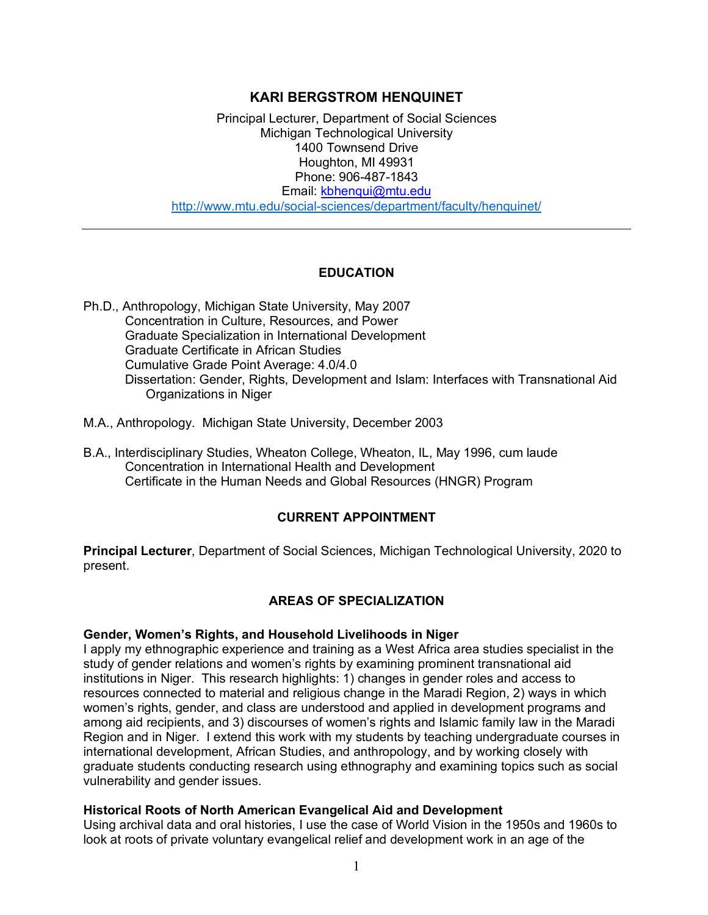# KARI BERGSTROM HENQUINET

Principal Lecturer, Department of Social Sciences
Michigan Technological University
1400 Townsend Drive
Houghton, MI 49931
Phone: 906-487-1843
Email: kbhenqui@mtu.edu
http://www.mtu.edu/social-sciences/department/faculty/henquinet/

---

## EDUCATION

Ph.D., Anthropology, Michigan State University, May 2007
- Concentration in Culture, Resources, and Power
- Graduate Specialization in International Development
- Graduate Certificate in African Studies
- Cumulative Grade Point Average: 4.0/4.0
- Dissertation: Gender, Rights, Development and Islam: Interfaces with Transnational Aid Organizations in Niger

M.A., Anthropology. Michigan State University, December 2003

B.A., Interdisciplinary Studies, Wheaton College, Wheaton, IL, May 1996, cum laude
- Concentration in International Health and Development
- Certificate in the Human Needs and Global Resources (HNGR) Program

## CURRENT APPOINTMENT

**Principal Lecturer**, Department of Social Sciences, Michigan Technological University, 2020 to present.

## AREAS OF SPECIALIZATION

**Gender, Women's Rights, and Household Livelihoods in Niger**

I apply my ethnographic experience and training as a West Africa area studies specialist in the study of gender relations and women's rights by examining prominent transnational aid institutions in Niger. This research highlights: 1) changes in gender roles and access to resources connected to material and religious change in the Maradi Region, 2) ways in which women's rights, gender, and class are understood and applied in development programs and among aid recipients, and 3) discourses of women's rights and Islamic family law in the Maradi Region and in Niger. I extend this work with my students by teaching undergraduate courses in international development, African Studies, and anthropology, and by working closely with graduate students conducting research using ethnography and examining topics such as social vulnerability and gender issues.

**Historical Roots of North American Evangelical Aid and Development**

Using archival data and oral histories, I use the case of World Vision in the 1950s and 1960s to look at roots of private voluntary evangelical relief and development work in an age of the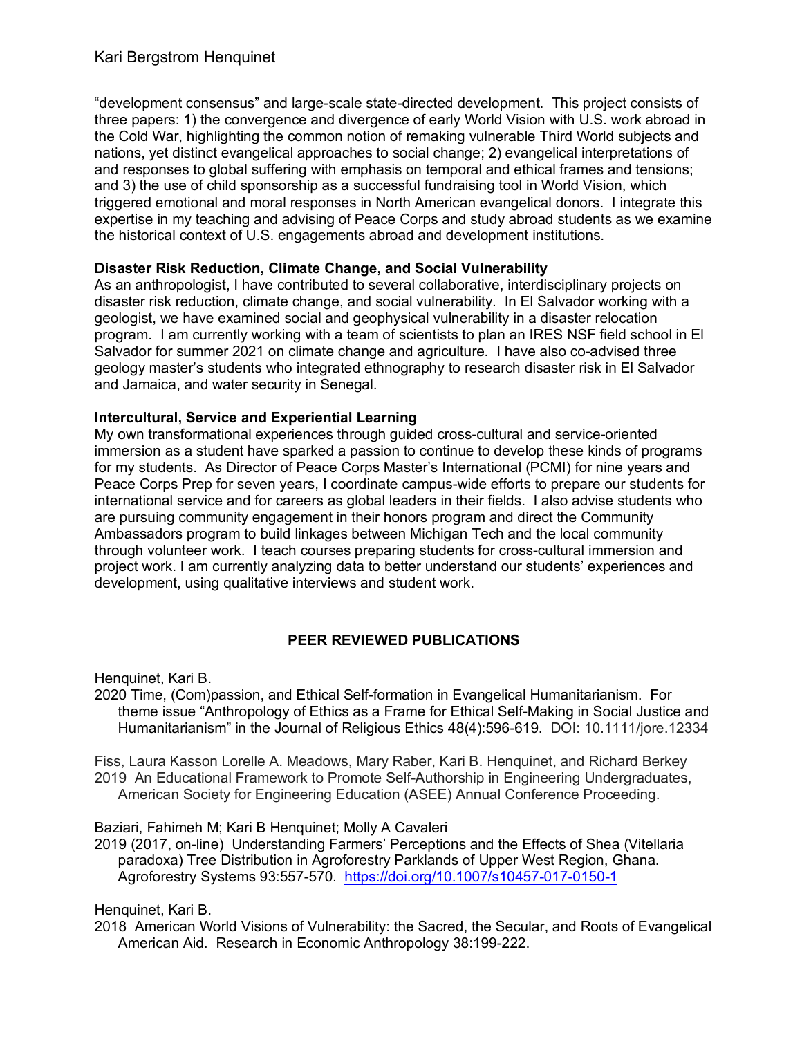"development consensus" and large-scale state-directed development. This project consists of three papers: 1) the convergence and divergence of early World Vision with U.S. work abroad in the Cold War, highlighting the common notion of remaking vulnerable Third World subjects and nations, yet distinct evangelical approaches to social change; 2) evangelical interpretations of and responses to global suffering with emphasis on temporal and ethical frames and tensions; and 3) the use of child sponsorship as a successful fundraising tool in World Vision, which triggered emotional and moral responses in North American evangelical donors. I integrate this expertise in my teaching and advising of Peace Corps and study abroad students as we examine the historical context of U.S. engagements abroad and development institutions.

**Disaster Risk Reduction, Climate Change, and Social Vulnerability**

As an anthropologist, I have contributed to several collaborative, interdisciplinary projects on disaster risk reduction, climate change, and social vulnerability. In El Salvador working with a geologist, we have examined social and geophysical vulnerability in a disaster relocation program. I am currently working with a team of scientists to plan an IRES NSF field school in El Salvador for summer 2021 on climate change and agriculture. I have also co-advised three geology master's students who integrated ethnography to research disaster risk in El Salvador and Jamaica, and water security in Senegal.

**Intercultural, Service and Experiential Learning**

My own transformational experiences through guided cross-cultural and service-oriented immersion as a student have sparked a passion to continue to develop these kinds of programs for my students. As Director of Peace Corps Master's International (PCMI) for nine years and Peace Corps Prep for seven years, I coordinate campus-wide efforts to prepare our students for international service and for careers as global leaders in their fields. I also advise students who are pursuing community engagement in their honors program and direct the Community Ambassadors program to build linkages between Michigan Tech and the local community through volunteer work. I teach courses preparing students for cross-cultural immersion and project work. I am currently analyzing data to better understand our students' experiences and development, using qualitative interviews and student work.

## PEER REVIEWED PUBLICATIONS

Henquinet, Kari B.
2020 Time, (Com)passion, and Ethical Self-formation in Evangelical Humanitarianism. For theme issue "Anthropology of Ethics as a Frame for Ethical Self-Making in Social Justice and Humanitarianism" in the Journal of Religious Ethics 48(4):596-619. DOI: 10.1111/jore.12334

Fiss, Laura Kasson Lorelle A. Meadows, Mary Raber, Kari B. Henquinet, and Richard Berkey
2019 An Educational Framework to Promote Self-Authorship in Engineering Undergraduates, American Society for Engineering Education (ASEE) Annual Conference Proceeding.

Baziari, Fahimeh M; Kari B Henquinet; Molly A Cavaleri
2019 (2017, on-line) Understanding Farmers' Perceptions and the Effects of Shea (Vitellaria paradoxa) Tree Distribution in Agroforestry Parklands of Upper West Region, Ghana. Agroforestry Systems 93:557-570. https://doi.org/10.1007/s10457-017-0150-1

Henquinet, Kari B.
2018 American World Visions of Vulnerability: the Sacred, the Secular, and Roots of Evangelical American Aid. Research in Economic Anthropology 38:199-222.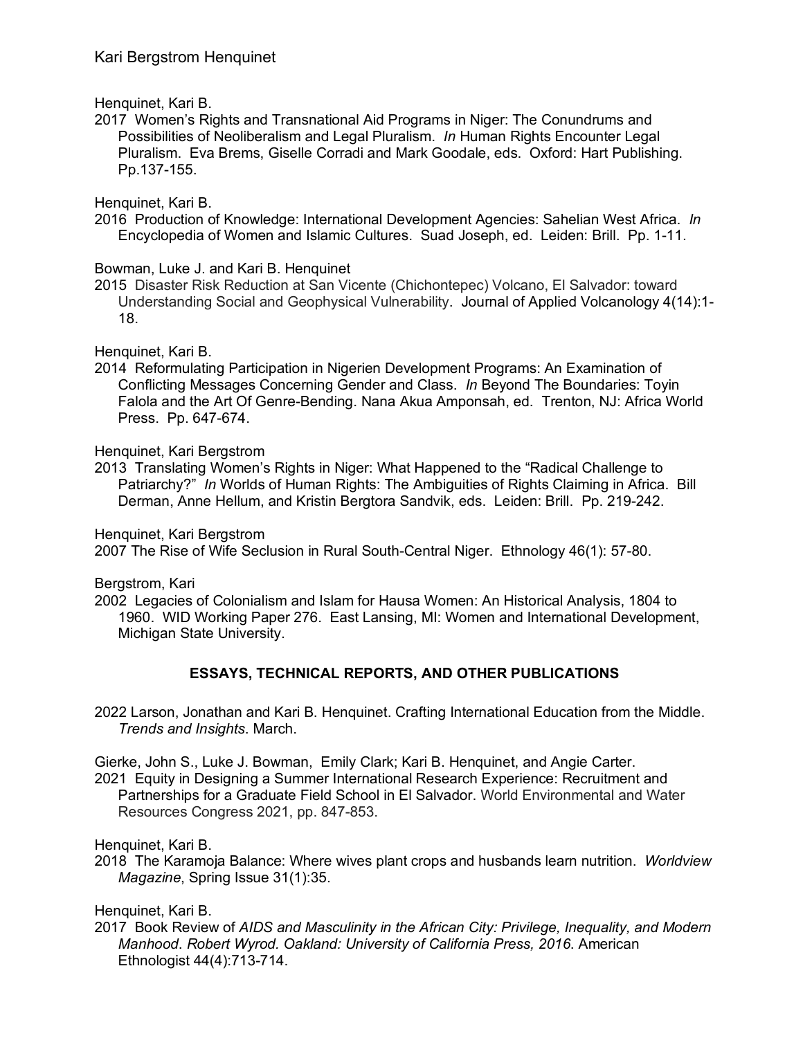Henquinet, Kari B.
2017 Women's Rights and Transnational Aid Programs in Niger: The Conundrums and Possibilities of Neoliberalism and Legal Pluralism. *In* Human Rights Encounter Legal Pluralism. Eva Brems, Giselle Corradi and Mark Goodale, eds. Oxford: Hart Publishing. Pp.137-155.

Henquinet, Kari B.
2016 Production of Knowledge: International Development Agencies: Sahelian West Africa. *In* Encyclopedia of Women and Islamic Cultures. Suad Joseph, ed. Leiden: Brill. Pp. 1-11.

Bowman, Luke J. and Kari B. Henquinet
2015 Disaster Risk Reduction at San Vicente (Chichontepec) Volcano, El Salvador: toward Understanding Social and Geophysical Vulnerability. Journal of Applied Volcanology 4(14):1-18.

Henquinet, Kari B.
2014 Reformulating Participation in Nigerien Development Programs: An Examination of Conflicting Messages Concerning Gender and Class. *In* Beyond The Boundaries: Toyin Falola and the Art Of Genre-Bending. Nana Akua Amponsah, ed. Trenton, NJ: Africa World Press. Pp. 647-674.

Henquinet, Kari Bergstrom
2013 Translating Women's Rights in Niger: What Happened to the "Radical Challenge to Patriarchy?" *In* Worlds of Human Rights: The Ambiguities of Rights Claiming in Africa. Bill Derman, Anne Hellum, and Kristin Bergtora Sandvik, eds. Leiden: Brill. Pp. 219-242.

Henquinet, Kari Bergstrom
2007 The Rise of Wife Seclusion in Rural South-Central Niger. Ethnology 46(1): 57-80.

Bergstrom, Kari
2002 Legacies of Colonialism and Islam for Hausa Women: An Historical Analysis, 1804 to 1960. WID Working Paper 276. East Lansing, MI: Women and International Development, Michigan State University.

## ESSAYS, TECHNICAL REPORTS, AND OTHER PUBLICATIONS

2022 Larson, Jonathan and Kari B. Henquinet. Crafting International Education from the Middle. *Trends and Insights*. March.

Gierke, John S., Luke J. Bowman, Emily Clark; Kari B. Henquinet, and Angie Carter.
2021 Equity in Designing a Summer International Research Experience: Recruitment and Partnerships for a Graduate Field School in El Salvador. World Environmental and Water Resources Congress 2021, pp. 847-853.

Henquinet, Kari B.
2018 The Karamoja Balance: Where wives plant crops and husbands learn nutrition. *Worldview Magazine*, Spring Issue 31(1):35.

Henquinet, Kari B.
2017 Book Review of *AIDS and Masculinity in the African City: Privilege, Inequality, and Modern Manhood. Robert Wyrod. Oakland: University of California Press, 2016.* American Ethnologist 44(4):713-714.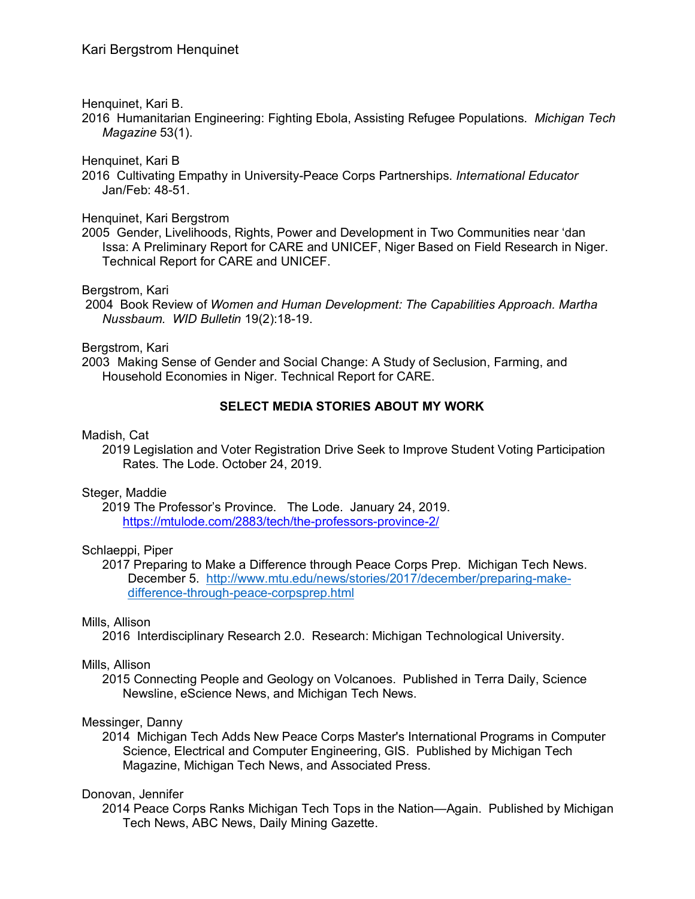Henquinet, Kari B.

2016 Humanitarian Engineering: Fighting Ebola, Assisting Refugee Populations. *Michigan Tech Magazine* 53(1).

Henquinet, Kari B

2016 Cultivating Empathy in University-Peace Corps Partnerships. *International Educator* Jan/Feb: 48-51.

Henquinet, Kari Bergstrom

2005 Gender, Livelihoods, Rights, Power and Development in Two Communities near 'dan Issa: A Preliminary Report for CARE and UNICEF, Niger Based on Field Research in Niger. Technical Report for CARE and UNICEF.

Bergstrom, Kari

2004 Book Review of *Women and Human Development: The Capabilities Approach. Martha Nussbaum*. *WID Bulletin* 19(2):18-19.

Bergstrom, Kari

2003 Making Sense of Gender and Social Change: A Study of Seclusion, Farming, and Household Economies in Niger. Technical Report for CARE.

## SELECT MEDIA STORIES ABOUT MY WORK

Madish, Cat

2019 Legislation and Voter Registration Drive Seek to Improve Student Voting Participation Rates. The Lode. October 24, 2019.

Steger, Maddie

2019 The Professor's Province. The Lode. January 24, 2019. https://mtulode.com/2883/tech/the-professors-province-2/

Schlaeppi, Piper

2017 Preparing to Make a Difference through Peace Corps Prep. Michigan Tech News. December 5. http://www.mtu.edu/news/stories/2017/december/preparing-make-difference-through-peace-corpsprep.html

Mills, Allison

2016 Interdisciplinary Research 2.0. Research: Michigan Technological University.

Mills, Allison

2015 Connecting People and Geology on Volcanoes. Published in Terra Daily, Science Newsline, eScience News, and Michigan Tech News.

Messinger, Danny

2014 Michigan Tech Adds New Peace Corps Master's International Programs in Computer Science, Electrical and Computer Engineering, GIS. Published by Michigan Tech Magazine, Michigan Tech News, and Associated Press.

Donovan, Jennifer

2014 Peace Corps Ranks Michigan Tech Tops in the Nation—Again. Published by Michigan Tech News, ABC News, Daily Mining Gazette.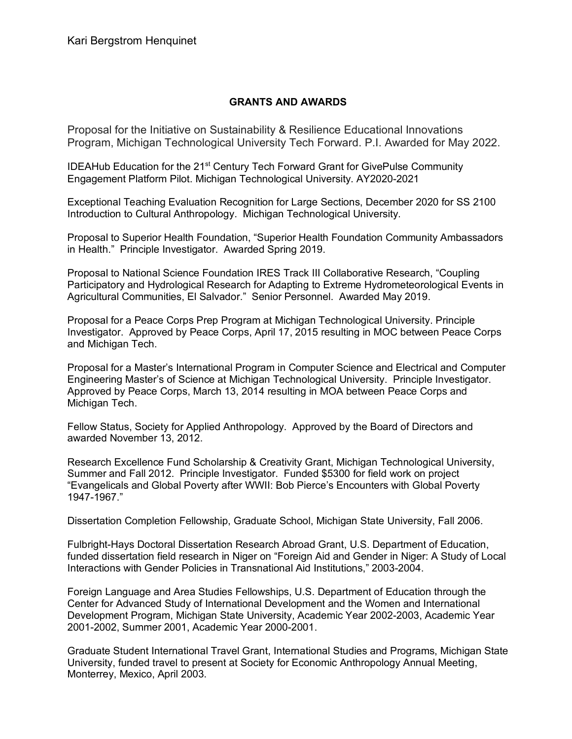## GRANTS AND AWARDS

Proposal for the Initiative on Sustainability & Resilience Educational Innovations Program, Michigan Technological University Tech Forward. P.I. Awarded for May 2022.

IDEAHub Education for the 21st Century Tech Forward Grant for GivePulse Community Engagement Platform Pilot. Michigan Technological University. AY2020-2021

Exceptional Teaching Evaluation Recognition for Large Sections, December 2020 for SS 2100 Introduction to Cultural Anthropology. Michigan Technological University.

Proposal to Superior Health Foundation, "Superior Health Foundation Community Ambassadors in Health." Principle Investigator. Awarded Spring 2019.

Proposal to National Science Foundation IRES Track III Collaborative Research, "Coupling Participatory and Hydrological Research for Adapting to Extreme Hydrometeorological Events in Agricultural Communities, El Salvador." Senior Personnel. Awarded May 2019.

Proposal for a Peace Corps Prep Program at Michigan Technological University. Principle Investigator. Approved by Peace Corps, April 17, 2015 resulting in MOC between Peace Corps and Michigan Tech.

Proposal for a Master's International Program in Computer Science and Electrical and Computer Engineering Master's of Science at Michigan Technological University. Principle Investigator. Approved by Peace Corps, March 13, 2014 resulting in MOA between Peace Corps and Michigan Tech.

Fellow Status, Society for Applied Anthropology. Approved by the Board of Directors and awarded November 13, 2012.

Research Excellence Fund Scholarship & Creativity Grant, Michigan Technological University, Summer and Fall 2012. Principle Investigator. Funded $5300 for field work on project "Evangelicals and Global Poverty after WWII: Bob Pierce's Encounters with Global Poverty 1947-1967."

Dissertation Completion Fellowship, Graduate School, Michigan State University, Fall 2006.

Fulbright-Hays Doctoral Dissertation Research Abroad Grant, U.S. Department of Education, funded dissertation field research in Niger on "Foreign Aid and Gender in Niger: A Study of Local Interactions with Gender Policies in Transnational Aid Institutions," 2003-2004.

Foreign Language and Area Studies Fellowships, U.S. Department of Education through the Center for Advanced Study of International Development and the Women and International Development Program, Michigan State University, Academic Year 2002-2003, Academic Year 2001-2002, Summer 2001, Academic Year 2000-2001.

Graduate Student International Travel Grant, International Studies and Programs, Michigan State University, funded travel to present at Society for Economic Anthropology Annual Meeting, Monterrey, Mexico, April 2003.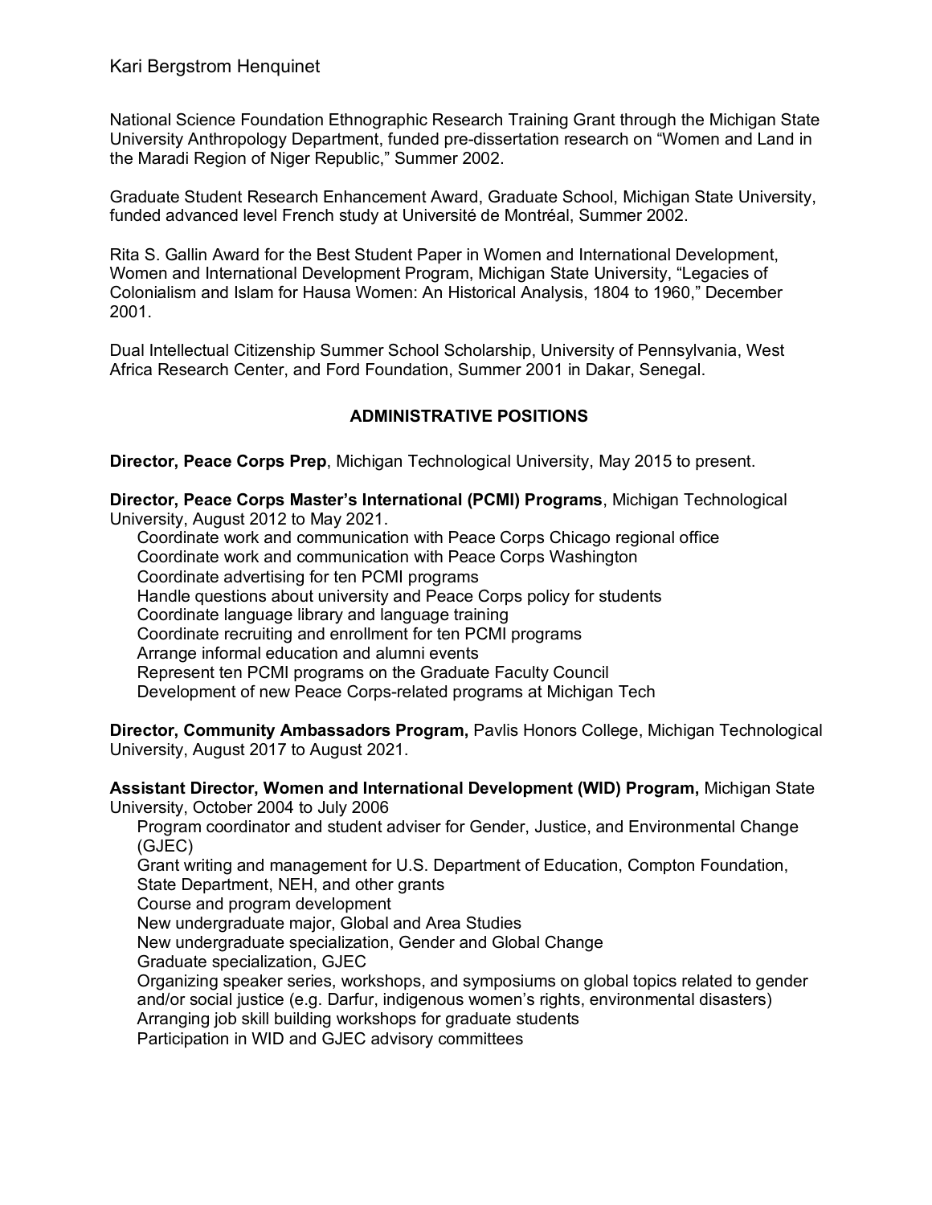National Science Foundation Ethnographic Research Training Grant through the Michigan State University Anthropology Department, funded pre-dissertation research on "Women and Land in the Maradi Region of Niger Republic," Summer 2002.

Graduate Student Research Enhancement Award, Graduate School, Michigan State University, funded advanced level French study at Université de Montréal, Summer 2002.

Rita S. Gallin Award for the Best Student Paper in Women and International Development, Women and International Development Program, Michigan State University, "Legacies of Colonialism and Islam for Hausa Women: An Historical Analysis, 1804 to 1960," December 2001.

Dual Intellectual Citizenship Summer School Scholarship, University of Pennsylvania, West Africa Research Center, and Ford Foundation, Summer 2001 in Dakar, Senegal.

## ADMINISTRATIVE POSITIONS

**Director, Peace Corps Prep**, Michigan Technological University, May 2015 to present.

**Director, Peace Corps Master's International (PCMI) Programs**, Michigan Technological University, August 2012 to May 2021.

- Coordinate work and communication with Peace Corps Chicago regional office
- Coordinate work and communication with Peace Corps Washington
- Coordinate advertising for ten PCMI programs
- Handle questions about university and Peace Corps policy for students
- Coordinate language library and language training
- Coordinate recruiting and enrollment for ten PCMI programs
- Arrange informal education and alumni events
- Represent ten PCMI programs on the Graduate Faculty Council
- Development of new Peace Corps-related programs at Michigan Tech

**Director, Community Ambassadors Program,** Pavlis Honors College, Michigan Technological University, August 2017 to August 2021.

**Assistant Director, Women and International Development (WID) Program,** Michigan State University, October 2004 to July 2006

- Program coordinator and student adviser for Gender, Justice, and Environmental Change (GJEC)
- Grant writing and management for U.S. Department of Education, Compton Foundation, State Department, NEH, and other grants
- Course and program development
- New undergraduate major, Global and Area Studies
- New undergraduate specialization, Gender and Global Change
- Graduate specialization, GJEC
- Organizing speaker series, workshops, and symposiums on global topics related to gender and/or social justice (e.g. Darfur, indigenous women's rights, environmental disasters)
- Arranging job skill building workshops for graduate students
- Participation in WID and GJEC advisory committees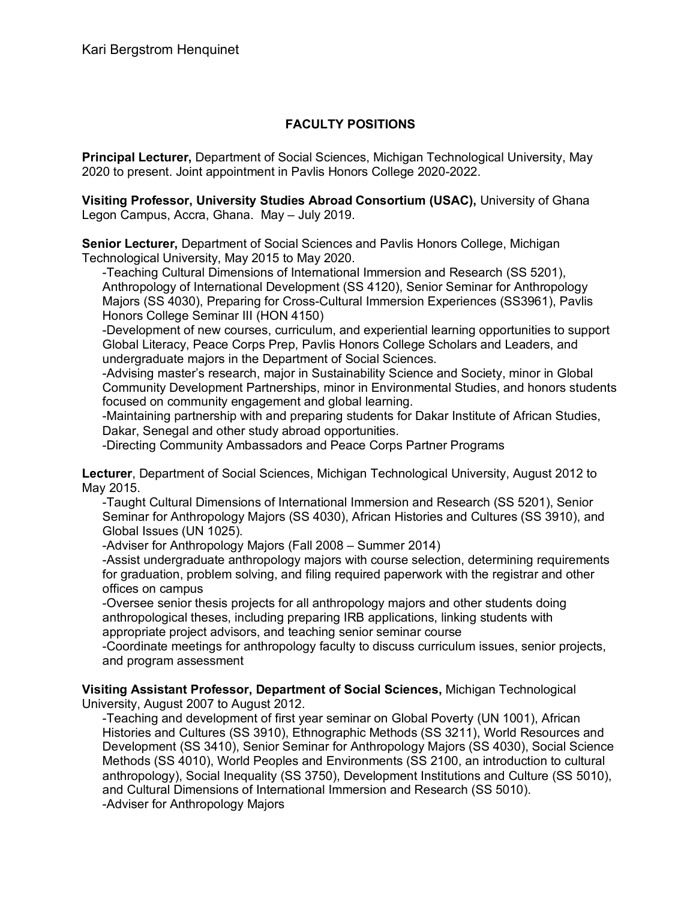## FACULTY POSITIONS

**Principal Lecturer,** Department of Social Sciences, Michigan Technological University, May 2020 to present. Joint appointment in Pavlis Honors College 2020-2022.

**Visiting Professor, University Studies Abroad Consortium (USAC),** University of Ghana Legon Campus, Accra, Ghana. May – July 2019.

**Senior Lecturer,** Department of Social Sciences and Pavlis Honors College, Michigan Technological University, May 2015 to May 2020.

- Teaching Cultural Dimensions of International Immersion and Research (SS 5201), Anthropology of International Development (SS 4120), Senior Seminar for Anthropology Majors (SS 4030), Preparing for Cross-Cultural Immersion Experiences (SS3961), Pavlis Honors College Seminar III (HON 4150)
- Development of new courses, curriculum, and experiential learning opportunities to support Global Literacy, Peace Corps Prep, Pavlis Honors College Scholars and Leaders, and undergraduate majors in the Department of Social Sciences.
- Advising master's research, major in Sustainability Science and Society, minor in Global Community Development Partnerships, minor in Environmental Studies, and honors students focused on community engagement and global learning.
- Maintaining partnership with and preparing students for Dakar Institute of African Studies, Dakar, Senegal and other study abroad opportunities.
- Directing Community Ambassadors and Peace Corps Partner Programs

**Lecturer**, Department of Social Sciences, Michigan Technological University, August 2012 to May 2015.

- Taught Cultural Dimensions of International Immersion and Research (SS 5201), Senior Seminar for Anthropology Majors (SS 4030), African Histories and Cultures (SS 3910), and Global Issues (UN 1025).
- Adviser for Anthropology Majors (Fall 2008 – Summer 2014)
- Assist undergraduate anthropology majors with course selection, determining requirements for graduation, problem solving, and filing required paperwork with the registrar and other offices on campus
- Oversee senior thesis projects for all anthropology majors and other students doing anthropological theses, including preparing IRB applications, linking students with appropriate project advisors, and teaching senior seminar course
- Coordinate meetings for anthropology faculty to discuss curriculum issues, senior projects, and program assessment

**Visiting Assistant Professor, Department of Social Sciences,** Michigan Technological University, August 2007 to August 2012.

- Teaching and development of first year seminar on Global Poverty (UN 1001), African Histories and Cultures (SS 3910), Ethnographic Methods (SS 3211), World Resources and Development (SS 3410), Senior Seminar for Anthropology Majors (SS 4030), Social Science Methods (SS 4010), World Peoples and Environments (SS 2100, an introduction to cultural anthropology), Social Inequality (SS 3750), Development Institutions and Culture (SS 5010), and Cultural Dimensions of International Immersion and Research (SS 5010).
- Adviser for Anthropology Majors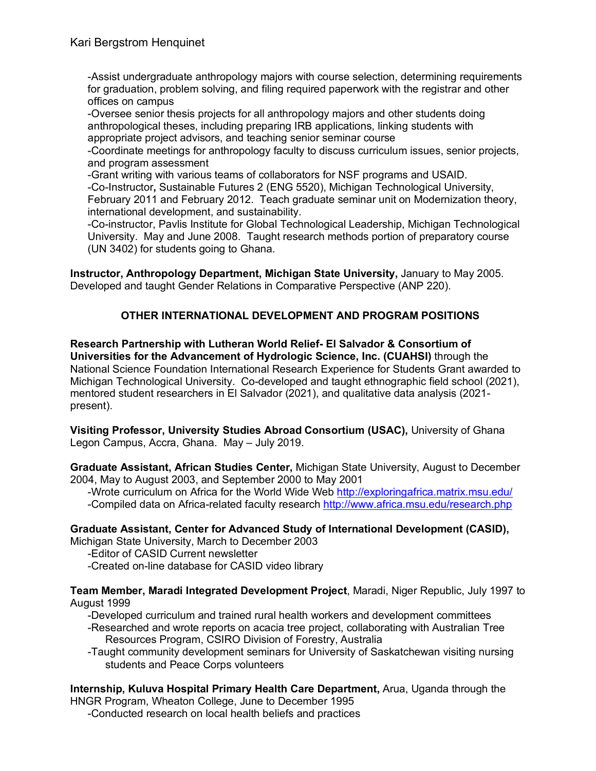-Assist undergraduate anthropology majors with course selection, determining requirements for graduation, problem solving, and filing required paperwork with the registrar and other offices on campus
-Oversee senior thesis projects for all anthropology majors and other students doing anthropological theses, including preparing IRB applications, linking students with appropriate project advisors, and teaching senior seminar course
-Coordinate meetings for anthropology faculty to discuss curriculum issues, senior projects, and program assessment
-Grant writing with various teams of collaborators for NSF programs and USAID.
-Co-Instructor**,** Sustainable Futures 2 (ENG 5520), Michigan Technological University, February 2011 and February 2012. Teach graduate seminar unit on Modernization theory, international development, and sustainability.
-Co-instructor, Pavlis Institute for Global Technological Leadership, Michigan Technological University. May and June 2008. Taught research methods portion of preparatory course (UN 3402) for students going to Ghana.

**Instructor, Anthropology Department, Michigan State University,** January to May 2005. Developed and taught Gender Relations in Comparative Perspective (ANP 220).

## OTHER INTERNATIONAL DEVELOPMENT AND PROGRAM POSITIONS

**Research Partnership with Lutheran World Relief- El Salvador & Consortium of Universities for the Advancement of Hydrologic Science, Inc. (CUAHSI)** through the National Science Foundation International Research Experience for Students Grant awarded to Michigan Technological University. Co-developed and taught ethnographic field school (2021), mentored student researchers in El Salvador (2021), and qualitative data analysis (2021-present).

**Visiting Professor, University Studies Abroad Consortium (USAC),** University of Ghana Legon Campus, Accra, Ghana. May – July 2019.

**Graduate Assistant, African Studies Center,** Michigan State University, August to December 2004, May to August 2003, and September 2000 to May 2001
-Wrote curriculum on Africa for the World Wide Web http://exploringafrica.matrix.msu.edu/
-Compiled data on Africa-related faculty research http://www.africa.msu.edu/research.php

**Graduate Assistant, Center for Advanced Study of International Development (CASID),** Michigan State University, March to December 2003
-Editor of CASID Current newsletter
-Created on-line database for CASID video library

**Team Member, Maradi Integrated Development Project**, Maradi, Niger Republic, July 1997 to August 1999
-Developed curriculum and trained rural health workers and development committees
-Researched and wrote reports on acacia tree project, collaborating with Australian Tree Resources Program, CSIRO Division of Forestry, Australia
-Taught community development seminars for University of Saskatchewan visiting nursing students and Peace Corps volunteers

**Internship, Kuluva Hospital Primary Health Care Department,** Arua, Uganda through the HNGR Program, Wheaton College, June to December 1995
-Conducted research on local health beliefs and practices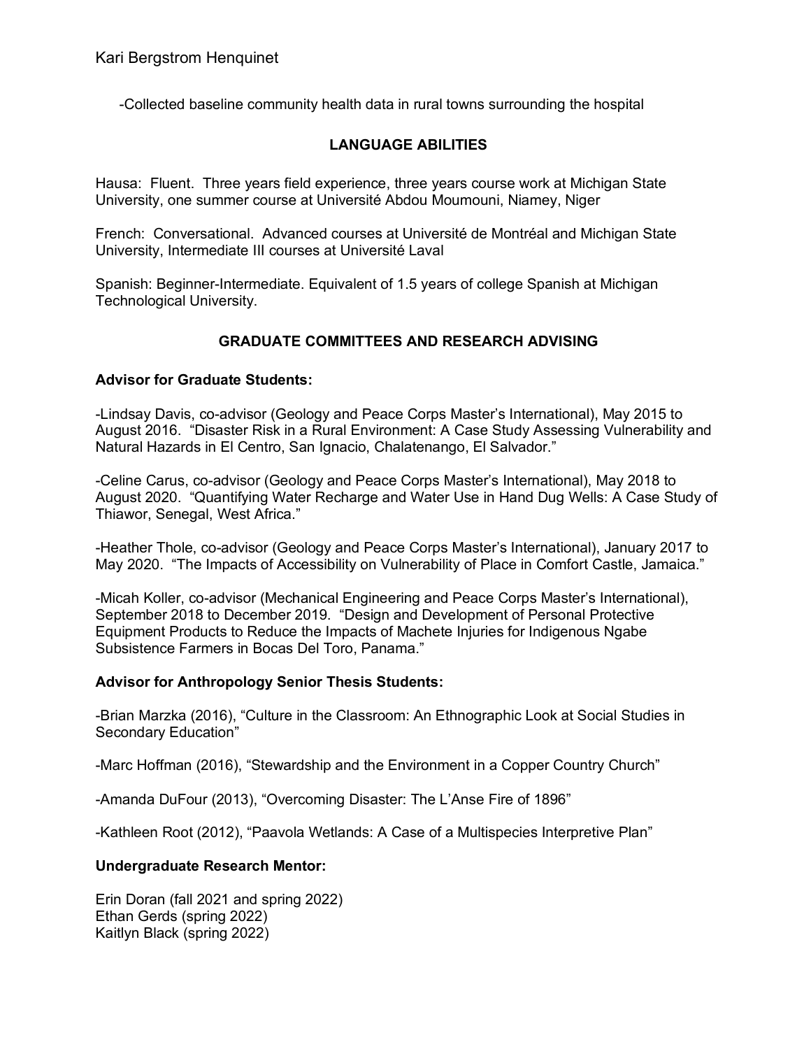-Collected baseline community health data in rural towns surrounding the hospital

## LANGUAGE ABILITIES

Hausa: Fluent. Three years field experience, three years course work at Michigan State University, one summer course at Université Abdou Moumouni, Niamey, Niger

French: Conversational. Advanced courses at Université de Montréal and Michigan State University, Intermediate III courses at Université Laval

Spanish: Beginner-Intermediate. Equivalent of 1.5 years of college Spanish at Michigan Technological University.

## GRADUATE COMMITTEES AND RESEARCH ADVISING

**Advisor for Graduate Students:**

-Lindsay Davis, co-advisor (Geology and Peace Corps Master's International), May 2015 to August 2016. "Disaster Risk in a Rural Environment: A Case Study Assessing Vulnerability and Natural Hazards in El Centro, San Ignacio, Chalatenango, El Salvador."

-Celine Carus, co-advisor (Geology and Peace Corps Master's International), May 2018 to August 2020. "Quantifying Water Recharge and Water Use in Hand Dug Wells: A Case Study of Thiawor, Senegal, West Africa."

-Heather Thole, co-advisor (Geology and Peace Corps Master's International), January 2017 to May 2020. "The Impacts of Accessibility on Vulnerability of Place in Comfort Castle, Jamaica."

-Micah Koller, co-advisor (Mechanical Engineering and Peace Corps Master's International), September 2018 to December 2019. "Design and Development of Personal Protective Equipment Products to Reduce the Impacts of Machete Injuries for Indigenous Ngabe Subsistence Farmers in Bocas Del Toro, Panama."

**Advisor for Anthropology Senior Thesis Students:**

-Brian Marzka (2016), "Culture in the Classroom: An Ethnographic Look at Social Studies in Secondary Education"

-Marc Hoffman (2016), "Stewardship and the Environment in a Copper Country Church"

-Amanda DuFour (2013), "Overcoming Disaster: The L'Anse Fire of 1896"

-Kathleen Root (2012), "Paavola Wetlands: A Case of a Multispecies Interpretive Plan"

**Undergraduate Research Mentor:**

Erin Doran (fall 2021 and spring 2022)
Ethan Gerds (spring 2022)
Kaitlyn Black (spring 2022)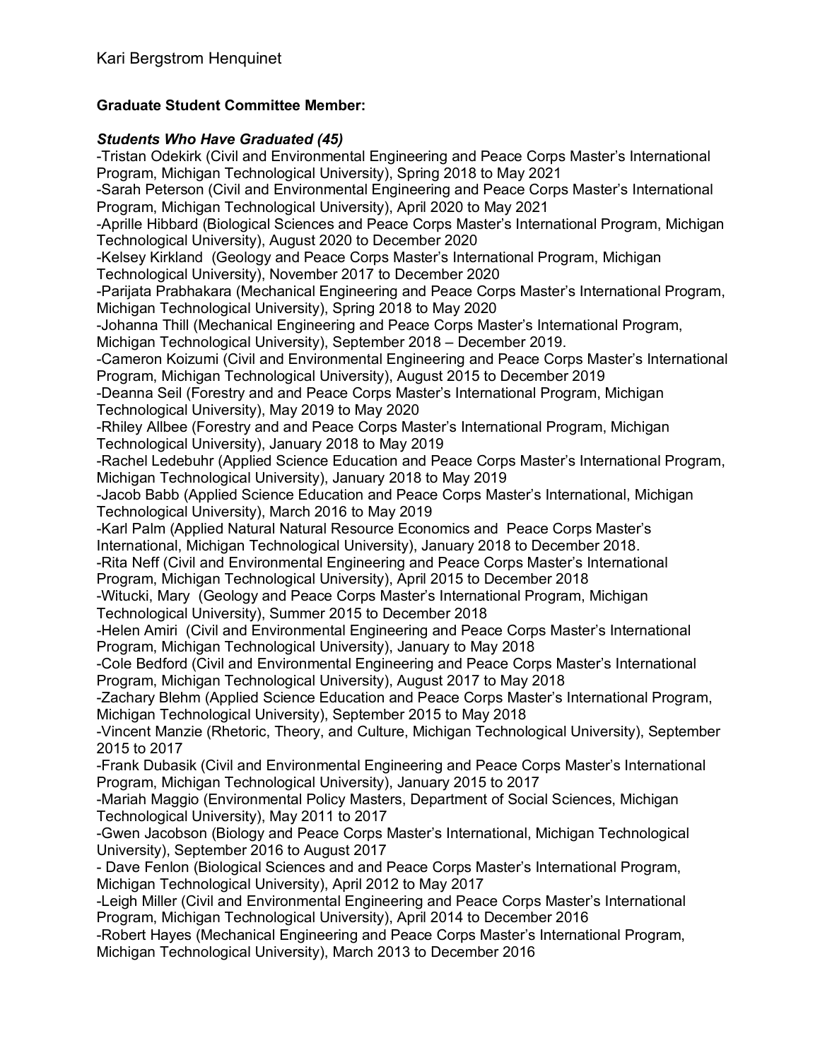**Graduate Student Committee Member:**

***Students Who Have Graduated (45)***

-Tristan Odekirk (Civil and Environmental Engineering and Peace Corps Master's International Program, Michigan Technological University), Spring 2018 to May 2021

-Sarah Peterson (Civil and Environmental Engineering and Peace Corps Master's International Program, Michigan Technological University), April 2020 to May 2021

-Aprille Hibbard (Biological Sciences and Peace Corps Master's International Program, Michigan Technological University), August 2020 to December 2020

-Kelsey Kirkland (Geology and Peace Corps Master's International Program, Michigan Technological University), November 2017 to December 2020

-Parijata Prabhakara (Mechanical Engineering and Peace Corps Master's International Program, Michigan Technological University), Spring 2018 to May 2020

-Johanna Thill (Mechanical Engineering and Peace Corps Master's International Program, Michigan Technological University), September 2018 – December 2019.

-Cameron Koizumi (Civil and Environmental Engineering and Peace Corps Master's International Program, Michigan Technological University), August 2015 to December 2019

-Deanna Seil (Forestry and and Peace Corps Master's International Program, Michigan Technological University), May 2019 to May 2020

-Rhiley Allbee (Forestry and and Peace Corps Master's International Program, Michigan Technological University), January 2018 to May 2019

-Rachel Ledebuhr (Applied Science Education and Peace Corps Master's International Program, Michigan Technological University), January 2018 to May 2019

-Jacob Babb (Applied Science Education and Peace Corps Master's International, Michigan Technological University), March 2016 to May 2019

-Karl Palm (Applied Natural Natural Resource Economics and Peace Corps Master's International, Michigan Technological University), January 2018 to December 2018.

-Rita Neff (Civil and Environmental Engineering and Peace Corps Master's International Program, Michigan Technological University), April 2015 to December 2018

-Witucki, Mary (Geology and Peace Corps Master's International Program, Michigan Technological University), Summer 2015 to December 2018

-Helen Amiri (Civil and Environmental Engineering and Peace Corps Master's International Program, Michigan Technological University), January to May 2018

-Cole Bedford (Civil and Environmental Engineering and Peace Corps Master's International Program, Michigan Technological University), August 2017 to May 2018

-Zachary Blehm (Applied Science Education and Peace Corps Master's International Program, Michigan Technological University), September 2015 to May 2018

-Vincent Manzie (Rhetoric, Theory, and Culture, Michigan Technological University), September 2015 to 2017

-Frank Dubasik (Civil and Environmental Engineering and Peace Corps Master's International Program, Michigan Technological University), January 2015 to 2017

-Mariah Maggio (Environmental Policy Masters, Department of Social Sciences, Michigan Technological University), May 2011 to 2017

-Gwen Jacobson (Biology and Peace Corps Master's International, Michigan Technological University), September 2016 to August 2017

- Dave Fenlon (Biological Sciences and and Peace Corps Master's International Program, Michigan Technological University), April 2012 to May 2017

-Leigh Miller (Civil and Environmental Engineering and Peace Corps Master's International Program, Michigan Technological University), April 2014 to December 2016

-Robert Hayes (Mechanical Engineering and Peace Corps Master's International Program, Michigan Technological University), March 2013 to December 2016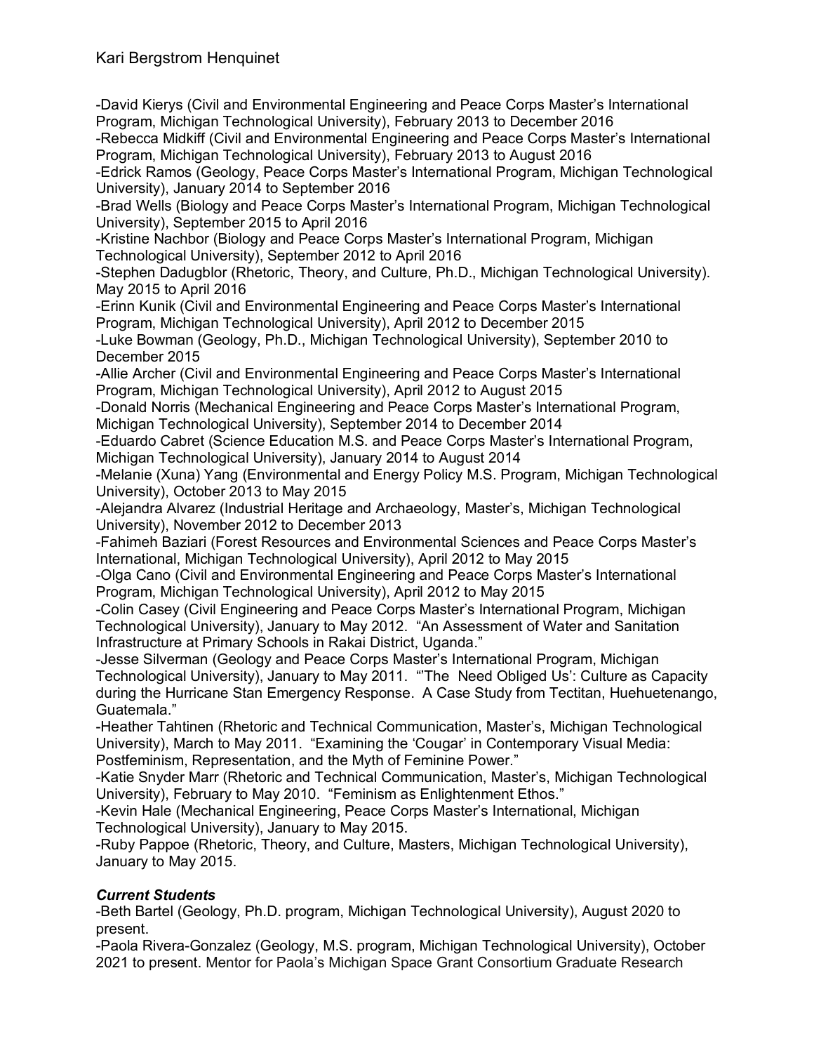-David Kierys (Civil and Environmental Engineering and Peace Corps Master's International Program, Michigan Technological University), February 2013 to December 2016
-Rebecca Midkiff (Civil and Environmental Engineering and Peace Corps Master's International Program, Michigan Technological University), February 2013 to August 2016
-Edrick Ramos (Geology, Peace Corps Master's International Program, Michigan Technological University), January 2014 to September 2016
-Brad Wells (Biology and Peace Corps Master's International Program, Michigan Technological University), September 2015 to April 2016
-Kristine Nachbor (Biology and Peace Corps Master's International Program, Michigan Technological University), September 2012 to April 2016
-Stephen Dadugblor (Rhetoric, Theory, and Culture, Ph.D., Michigan Technological University). May 2015 to April 2016
-Erinn Kunik (Civil and Environmental Engineering and Peace Corps Master's International Program, Michigan Technological University), April 2012 to December 2015
-Luke Bowman (Geology, Ph.D., Michigan Technological University), September 2010 to December 2015
-Allie Archer (Civil and Environmental Engineering and Peace Corps Master's International Program, Michigan Technological University), April 2012 to August 2015
-Donald Norris (Mechanical Engineering and Peace Corps Master's International Program, Michigan Technological University), September 2014 to December 2014
-Eduardo Cabret (Science Education M.S. and Peace Corps Master's International Program, Michigan Technological University), January 2014 to August 2014
-Melanie (Xuna) Yang (Environmental and Energy Policy M.S. Program, Michigan Technological University), October 2013 to May 2015
-Alejandra Alvarez (Industrial Heritage and Archaeology, Master's, Michigan Technological University), November 2012 to December 2013
-Fahimeh Baziari (Forest Resources and Environmental Sciences and Peace Corps Master's International, Michigan Technological University), April 2012 to May 2015
-Olga Cano (Civil and Environmental Engineering and Peace Corps Master's International Program, Michigan Technological University), April 2012 to May 2015
-Colin Casey (Civil Engineering and Peace Corps Master's International Program, Michigan Technological University), January to May 2012. "An Assessment of Water and Sanitation Infrastructure at Primary Schools in Rakai District, Uganda."
-Jesse Silverman (Geology and Peace Corps Master's International Program, Michigan Technological University), January to May 2011. "'The Need Obliged Us': Culture as Capacity during the Hurricane Stan Emergency Response. A Case Study from Tectitan, Huehuetenango, Guatemala."
-Heather Tahtinen (Rhetoric and Technical Communication, Master's, Michigan Technological University), March to May 2011. "Examining the 'Cougar' in Contemporary Visual Media: Postfeminism, Representation, and the Myth of Feminine Power."
-Katie Snyder Marr (Rhetoric and Technical Communication, Master's, Michigan Technological University), February to May 2010. "Feminism as Enlightenment Ethos."
-Kevin Hale (Mechanical Engineering, Peace Corps Master's International, Michigan Technological University), January to May 2015.
-Ruby Pappoe (Rhetoric, Theory, and Culture, Masters, Michigan Technological University), January to May 2015.

### *Current Students*

-Beth Bartel (Geology, Ph.D. program, Michigan Technological University), August 2020 to present.
-Paola Rivera-Gonzalez (Geology, M.S. program, Michigan Technological University), October 2021 to present. Mentor for Paola's Michigan Space Grant Consortium Graduate Research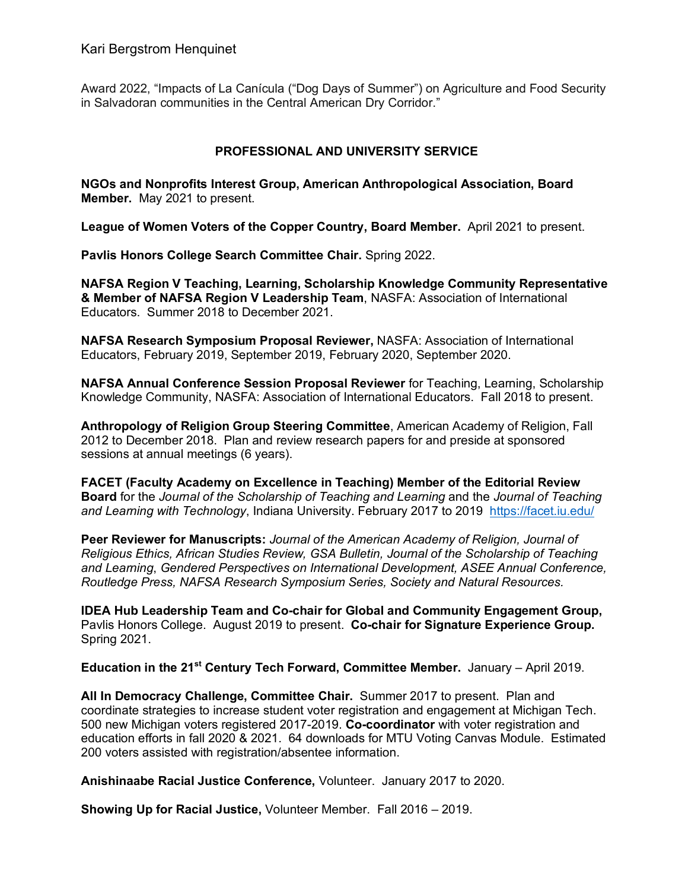Award 2022, "Impacts of La Canícula ("Dog Days of Summer") on Agriculture and Food Security in Salvadoran communities in the Central American Dry Corridor."

## PROFESSIONAL AND UNIVERSITY SERVICE

**NGOs and Nonprofits Interest Group, American Anthropological Association, Board Member.** May 2021 to present.

**League of Women Voters of the Copper Country, Board Member.** April 2021 to present.

**Pavlis Honors College Search Committee Chair.** Spring 2022.

**NAFSA Region V Teaching, Learning, Scholarship Knowledge Community Representative & Member of NAFSA Region V Leadership Team**, NASFA: Association of International Educators. Summer 2018 to December 2021.

**NAFSA Research Symposium Proposal Reviewer,** NASFA: Association of International Educators, February 2019, September 2019, February 2020, September 2020.

**NAFSA Annual Conference Session Proposal Reviewer** for Teaching, Learning, Scholarship Knowledge Community, NASFA: Association of International Educators. Fall 2018 to present.

**Anthropology of Religion Group Steering Committee**, American Academy of Religion, Fall 2012 to December 2018. Plan and review research papers for and preside at sponsored sessions at annual meetings (6 years).

**FACET (Faculty Academy on Excellence in Teaching) Member of the Editorial Review Board** for the *Journal of the Scholarship of Teaching and Learning* and the *Journal of Teaching and Learning with Technology*, Indiana University. February 2017 to 2019 https://facet.iu.edu/

**Peer Reviewer for Manuscripts:** *Journal of the American Academy of Religion, Journal of Religious Ethics, African Studies Review, GSA Bulletin, Journal of the Scholarship of Teaching and Learning*, *Gendered Perspectives on International Development, ASEE Annual Conference, Routledge Press, NAFSA Research Symposium Series, Society and Natural Resources.*

**IDEA Hub Leadership Team and Co-chair for Global and Community Engagement Group,** Pavlis Honors College. August 2019 to present. **Co-chair for Signature Experience Group.** Spring 2021.

**Education in the 21st Century Tech Forward, Committee Member.** January – April 2019.

**All In Democracy Challenge, Committee Chair.** Summer 2017 to present. Plan and coordinate strategies to increase student voter registration and engagement at Michigan Tech. 500 new Michigan voters registered 2017-2019. **Co-coordinator** with voter registration and education efforts in fall 2020 & 2021. 64 downloads for MTU Voting Canvas Module. Estimated 200 voters assisted with registration/absentee information.

**Anishinaabe Racial Justice Conference,** Volunteer. January 2017 to 2020.

**Showing Up for Racial Justice,** Volunteer Member. Fall 2016 – 2019.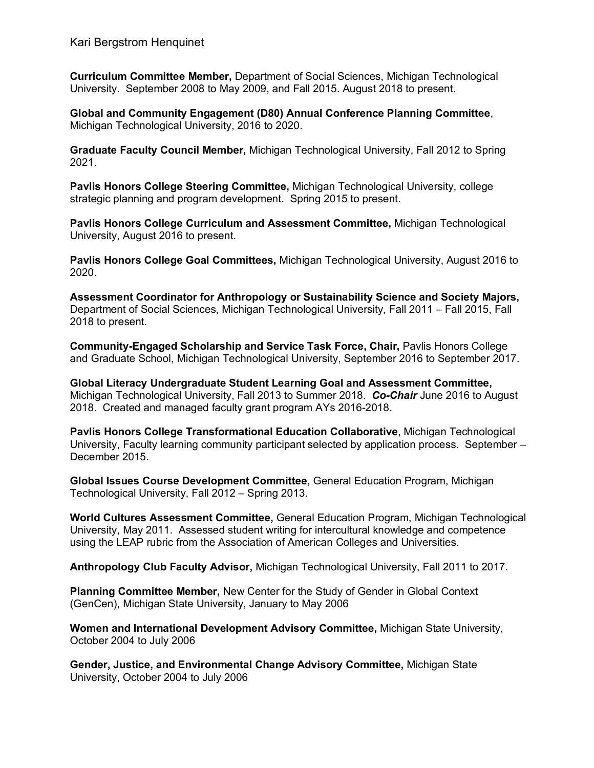**Curriculum Committee Member,** Department of Social Sciences, Michigan Technological University. September 2008 to May 2009, and Fall 2015. August 2018 to present.

**Global and Community Engagement (D80) Annual Conference Planning Committee**, Michigan Technological University, 2016 to 2020.

**Graduate Faculty Council Member,** Michigan Technological University, Fall 2012 to Spring 2021.

**Pavlis Honors College Steering Committee,** Michigan Technological University, college strategic planning and program development. Spring 2015 to present.

**Pavlis Honors College Curriculum and Assessment Committee,** Michigan Technological University, August 2016 to present.

**Pavlis Honors College Goal Committees,** Michigan Technological University, August 2016 to 2020.

**Assessment Coordinator for Anthropology or Sustainability Science and Society Majors,** Department of Social Sciences, Michigan Technological University, Fall 2011 – Fall 2015, Fall 2018 to present.

**Community-Engaged Scholarship and Service Task Force, Chair,** Pavlis Honors College and Graduate School, Michigan Technological University, September 2016 to September 2017.

**Global Literacy Undergraduate Student Learning Goal and Assessment Committee,** Michigan Technological University, Fall 2013 to Summer 2018. ***Co-Chair*** June 2016 to August 2018. Created and managed faculty grant program AYs 2016-2018.

**Pavlis Honors College Transformational Education Collaborative**, Michigan Technological University, Faculty learning community participant selected by application process. September – December 2015.

**Global Issues Course Development Committee**, General Education Program, Michigan Technological University, Fall 2012 – Spring 2013.

**World Cultures Assessment Committee,** General Education Program, Michigan Technological University, May 2011. Assessed student writing for intercultural knowledge and competence using the LEAP rubric from the Association of American Colleges and Universities.

**Anthropology Club Faculty Advisor,** Michigan Technological University, Fall 2011 to 2017.

**Planning Committee Member,** New Center for the Study of Gender in Global Context (GenCen), Michigan State University, January to May 2006

**Women and International Development Advisory Committee,** Michigan State University, October 2004 to July 2006

**Gender, Justice, and Environmental Change Advisory Committee,** Michigan State University, October 2004 to July 2006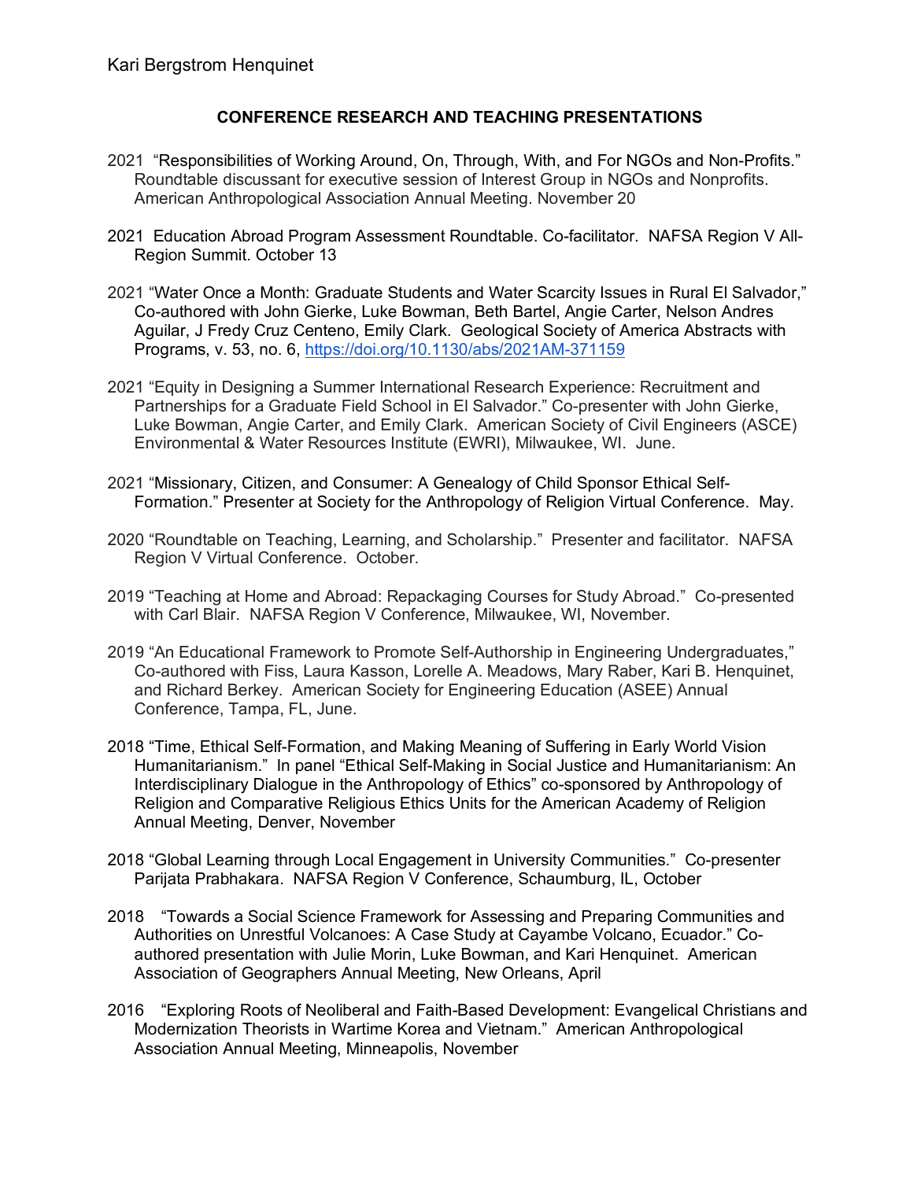## CONFERENCE RESEARCH AND TEACHING PRESENTATIONS

2021 "Responsibilities of Working Around, On, Through, With, and For NGOs and Non-Profits." Roundtable discussant for executive session of Interest Group in NGOs and Nonprofits. American Anthropological Association Annual Meeting. November 20

2021 Education Abroad Program Assessment Roundtable. Co-facilitator. NAFSA Region V All-Region Summit. October 13

2021 "Water Once a Month: Graduate Students and Water Scarcity Issues in Rural El Salvador," Co-authored with John Gierke, Luke Bowman, Beth Bartel, Angie Carter, Nelson Andres Aguilar, J Fredy Cruz Centeno, Emily Clark. Geological Society of America Abstracts with Programs, v. 53, no. 6, https://doi.org/10.1130/abs/2021AM-371159

2021 "Equity in Designing a Summer International Research Experience: Recruitment and Partnerships for a Graduate Field School in El Salvador." Co-presenter with John Gierke, Luke Bowman, Angie Carter, and Emily Clark. American Society of Civil Engineers (ASCE) Environmental & Water Resources Institute (EWRI), Milwaukee, WI. June.

2021 "Missionary, Citizen, and Consumer: A Genealogy of Child Sponsor Ethical Self-Formation." Presenter at Society for the Anthropology of Religion Virtual Conference. May.

2020 "Roundtable on Teaching, Learning, and Scholarship." Presenter and facilitator. NAFSA Region V Virtual Conference. October.

2019 "Teaching at Home and Abroad: Repackaging Courses for Study Abroad." Co-presented with Carl Blair. NAFSA Region V Conference, Milwaukee, WI, November.

2019 "An Educational Framework to Promote Self-Authorship in Engineering Undergraduates," Co-authored with Fiss, Laura Kasson, Lorelle A. Meadows, Mary Raber, Kari B. Henquinet, and Richard Berkey. American Society for Engineering Education (ASEE) Annual Conference, Tampa, FL, June.

2018 "Time, Ethical Self-Formation, and Making Meaning of Suffering in Early World Vision Humanitarianism." In panel "Ethical Self-Making in Social Justice and Humanitarianism: An Interdisciplinary Dialogue in the Anthropology of Ethics" co-sponsored by Anthropology of Religion and Comparative Religious Ethics Units for the American Academy of Religion Annual Meeting, Denver, November

2018 "Global Learning through Local Engagement in University Communities." Co-presenter Parijata Prabhakara. NAFSA Region V Conference, Schaumburg, IL, October

2018 "Towards a Social Science Framework for Assessing and Preparing Communities and Authorities on Unrestful Volcanoes: A Case Study at Cayambe Volcano, Ecuador." Co-authored presentation with Julie Morin, Luke Bowman, and Kari Henquinet. American Association of Geographers Annual Meeting, New Orleans, April

2016 "Exploring Roots of Neoliberal and Faith-Based Development: Evangelical Christians and Modernization Theorists in Wartime Korea and Vietnam." American Anthropological Association Annual Meeting, Minneapolis, November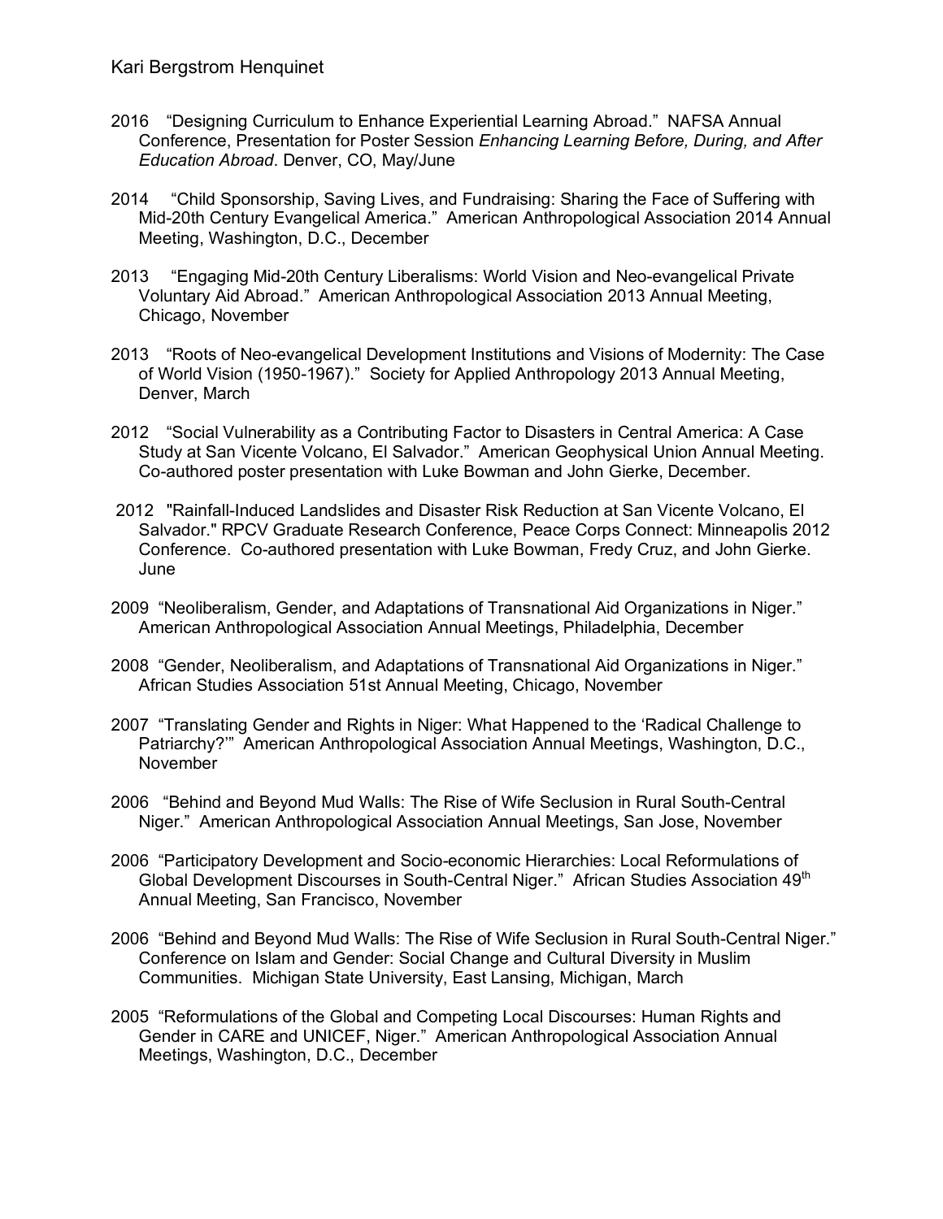2016 "Designing Curriculum to Enhance Experiential Learning Abroad." NAFSA Annual Conference, Presentation for Poster Session *Enhancing Learning Before, During, and After Education Abroad*. Denver, CO, May/June

2014 "Child Sponsorship, Saving Lives, and Fundraising: Sharing the Face of Suffering with Mid-20th Century Evangelical America." American Anthropological Association 2014 Annual Meeting, Washington, D.C., December

2013 "Engaging Mid-20th Century Liberalisms: World Vision and Neo-evangelical Private Voluntary Aid Abroad." American Anthropological Association 2013 Annual Meeting, Chicago, November

2013 "Roots of Neo-evangelical Development Institutions and Visions of Modernity: The Case of World Vision (1950-1967)." Society for Applied Anthropology 2013 Annual Meeting, Denver, March

2012 "Social Vulnerability as a Contributing Factor to Disasters in Central America: A Case Study at San Vicente Volcano, El Salvador." American Geophysical Union Annual Meeting. Co-authored poster presentation with Luke Bowman and John Gierke, December.

2012 "Rainfall-Induced Landslides and Disaster Risk Reduction at San Vicente Volcano, El Salvador." RPCV Graduate Research Conference, Peace Corps Connect: Minneapolis 2012 Conference. Co-authored presentation with Luke Bowman, Fredy Cruz, and John Gierke. June

2009 "Neoliberalism, Gender, and Adaptations of Transnational Aid Organizations in Niger." American Anthropological Association Annual Meetings, Philadelphia, December

2008 "Gender, Neoliberalism, and Adaptations of Transnational Aid Organizations in Niger." African Studies Association 51st Annual Meeting, Chicago, November

2007 "Translating Gender and Rights in Niger: What Happened to the 'Radical Challenge to Patriarchy?'" American Anthropological Association Annual Meetings, Washington, D.C., November

2006 "Behind and Beyond Mud Walls: The Rise of Wife Seclusion in Rural South-Central Niger." American Anthropological Association Annual Meetings, San Jose, November

2006 "Participatory Development and Socio-economic Hierarchies: Local Reformulations of Global Development Discourses in South-Central Niger." African Studies Association 49th Annual Meeting, San Francisco, November

2006 "Behind and Beyond Mud Walls: The Rise of Wife Seclusion in Rural South-Central Niger." Conference on Islam and Gender: Social Change and Cultural Diversity in Muslim Communities. Michigan State University, East Lansing, Michigan, March

2005 "Reformulations of the Global and Competing Local Discourses: Human Rights and Gender in CARE and UNICEF, Niger." American Anthropological Association Annual Meetings, Washington, D.C., December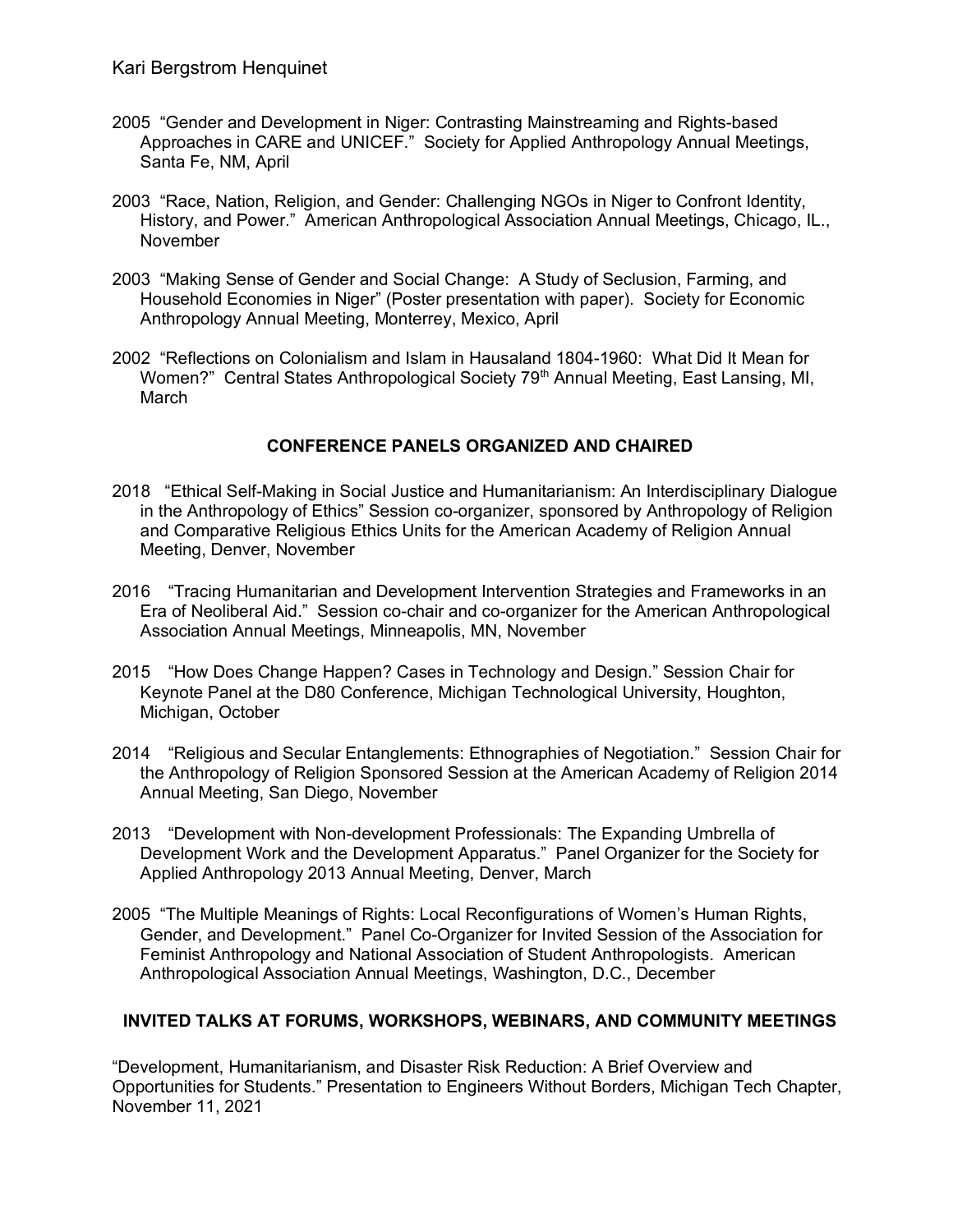2005 "Gender and Development in Niger: Contrasting Mainstreaming and Rights-based Approaches in CARE and UNICEF." Society for Applied Anthropology Annual Meetings, Santa Fe, NM, April

2003 "Race, Nation, Religion, and Gender: Challenging NGOs in Niger to Confront Identity, History, and Power." American Anthropological Association Annual Meetings, Chicago, IL., November

2003 "Making Sense of Gender and Social Change: A Study of Seclusion, Farming, and Household Economies in Niger" (Poster presentation with paper). Society for Economic Anthropology Annual Meeting, Monterrey, Mexico, April

2002 "Reflections on Colonialism and Islam in Hausaland 1804-1960: What Did It Mean for Women?" Central States Anthropological Society 79th Annual Meeting, East Lansing, MI, March

## CONFERENCE PANELS ORGANIZED AND CHAIRED

2018 "Ethical Self-Making in Social Justice and Humanitarianism: An Interdisciplinary Dialogue in the Anthropology of Ethics" Session co-organizer, sponsored by Anthropology of Religion and Comparative Religious Ethics Units for the American Academy of Religion Annual Meeting, Denver, November

2016 "Tracing Humanitarian and Development Intervention Strategies and Frameworks in an Era of Neoliberal Aid." Session co-chair and co-organizer for the American Anthropological Association Annual Meetings, Minneapolis, MN, November

2015 "How Does Change Happen? Cases in Technology and Design." Session Chair for Keynote Panel at the D80 Conference, Michigan Technological University, Houghton, Michigan, October

2014 "Religious and Secular Entanglements: Ethnographies of Negotiation." Session Chair for the Anthropology of Religion Sponsored Session at the American Academy of Religion 2014 Annual Meeting, San Diego, November

2013 "Development with Non-development Professionals: The Expanding Umbrella of Development Work and the Development Apparatus." Panel Organizer for the Society for Applied Anthropology 2013 Annual Meeting, Denver, March

2005 "The Multiple Meanings of Rights: Local Reconfigurations of Women's Human Rights, Gender, and Development." Panel Co-Organizer for Invited Session of the Association for Feminist Anthropology and National Association of Student Anthropologists. American Anthropological Association Annual Meetings, Washington, D.C., December

## INVITED TALKS AT FORUMS, WORKSHOPS, WEBINARS, AND COMMUNITY MEETINGS

"Development, Humanitarianism, and Disaster Risk Reduction: A Brief Overview and Opportunities for Students." Presentation to Engineers Without Borders, Michigan Tech Chapter, November 11, 2021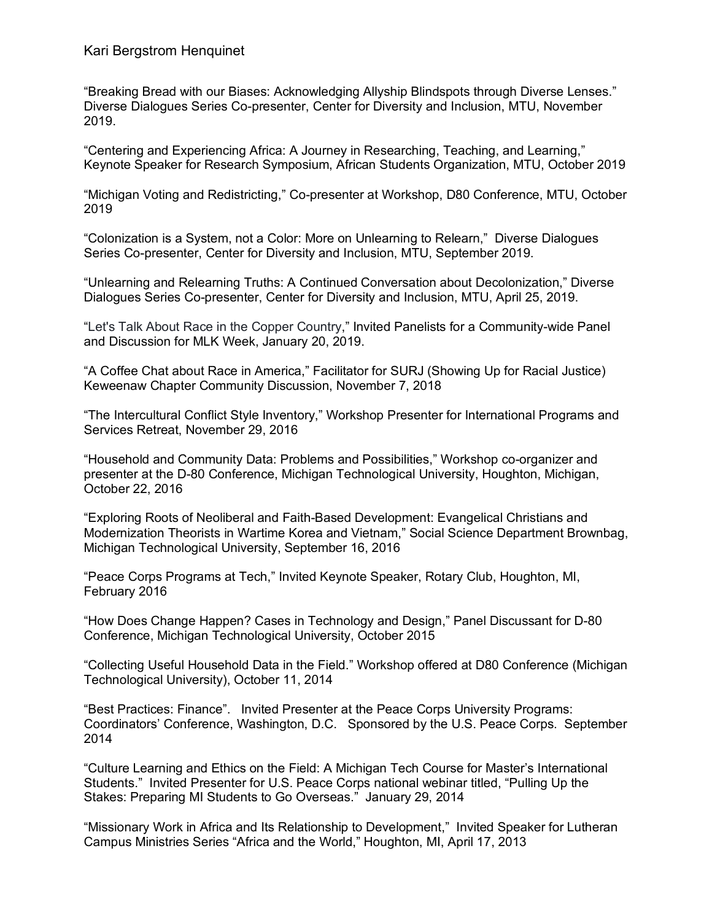"Breaking Bread with our Biases: Acknowledging Allyship Blindspots through Diverse Lenses." Diverse Dialogues Series Co-presenter, Center for Diversity and Inclusion, MTU, November 2019.

"Centering and Experiencing Africa: A Journey in Researching, Teaching, and Learning," Keynote Speaker for Research Symposium, African Students Organization, MTU, October 2019

"Michigan Voting and Redistricting," Co-presenter at Workshop, D80 Conference, MTU, October 2019

"Colonization is a System, not a Color: More on Unlearning to Relearn," Diverse Dialogues Series Co-presenter, Center for Diversity and Inclusion, MTU, September 2019.

"Unlearning and Relearning Truths: A Continued Conversation about Decolonization," Diverse Dialogues Series Co-presenter, Center for Diversity and Inclusion, MTU, April 25, 2019.

"Let's Talk About Race in the Copper Country," Invited Panelists for a Community-wide Panel and Discussion for MLK Week, January 20, 2019.

"A Coffee Chat about Race in America," Facilitator for SURJ (Showing Up for Racial Justice) Keweenaw Chapter Community Discussion, November 7, 2018

"The Intercultural Conflict Style Inventory," Workshop Presenter for International Programs and Services Retreat, November 29, 2016

"Household and Community Data: Problems and Possibilities," Workshop co-organizer and presenter at the D-80 Conference, Michigan Technological University, Houghton, Michigan, October 22, 2016

"Exploring Roots of Neoliberal and Faith-Based Development: Evangelical Christians and Modernization Theorists in Wartime Korea and Vietnam," Social Science Department Brownbag, Michigan Technological University, September 16, 2016

"Peace Corps Programs at Tech," Invited Keynote Speaker, Rotary Club, Houghton, MI, February 2016

"How Does Change Happen? Cases in Technology and Design," Panel Discussant for D-80 Conference, Michigan Technological University, October 2015

"Collecting Useful Household Data in the Field." Workshop offered at D80 Conference (Michigan Technological University), October 11, 2014

"Best Practices: Finance". Invited Presenter at the Peace Corps University Programs: Coordinators' Conference, Washington, D.C. Sponsored by the U.S. Peace Corps. September 2014

"Culture Learning and Ethics on the Field: A Michigan Tech Course for Master's International Students." Invited Presenter for U.S. Peace Corps national webinar titled, "Pulling Up the Stakes: Preparing MI Students to Go Overseas." January 29, 2014

"Missionary Work in Africa and Its Relationship to Development," Invited Speaker for Lutheran Campus Ministries Series "Africa and the World," Houghton, MI, April 17, 2013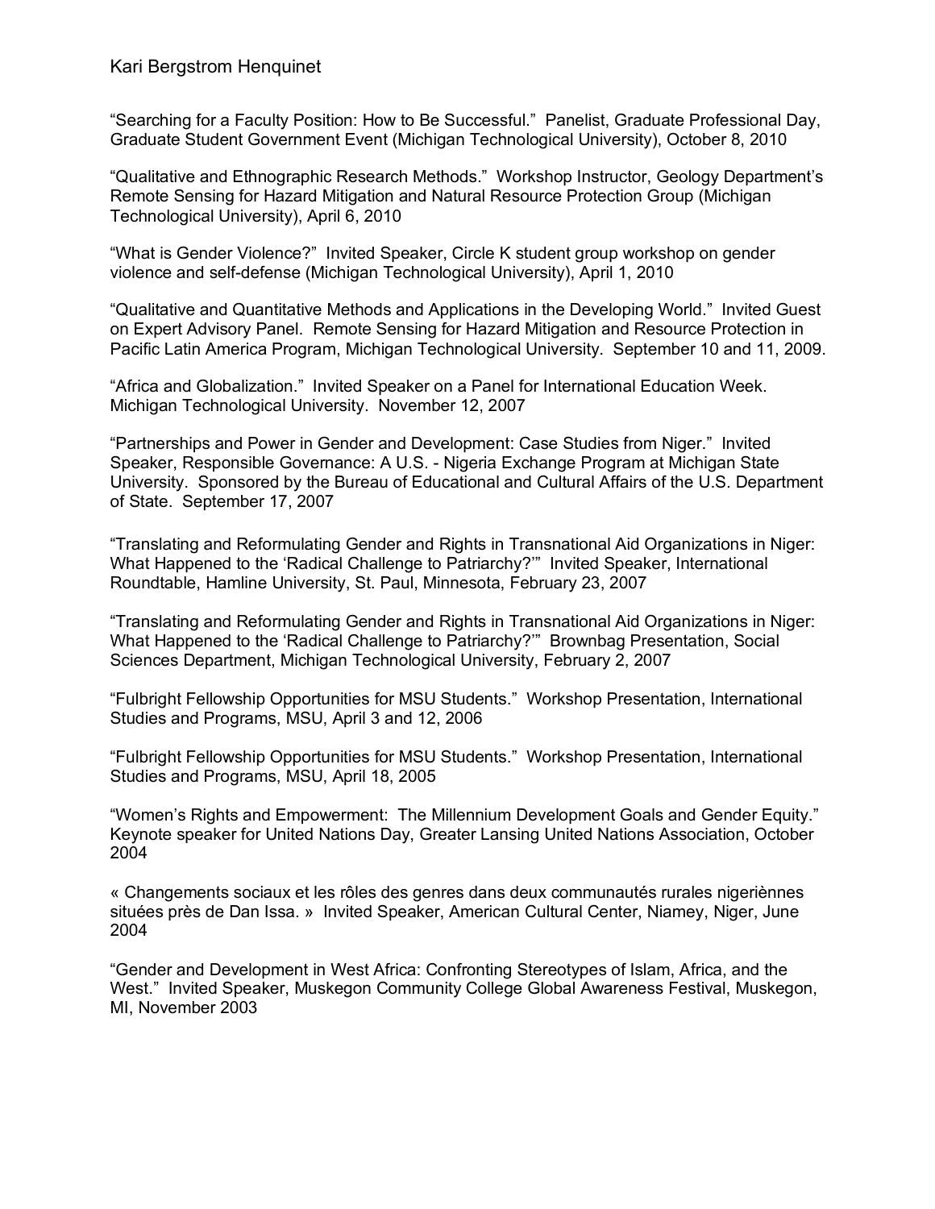"Searching for a Faculty Position: How to Be Successful." Panelist, Graduate Professional Day, Graduate Student Government Event (Michigan Technological University), October 8, 2010

"Qualitative and Ethnographic Research Methods." Workshop Instructor, Geology Department's Remote Sensing for Hazard Mitigation and Natural Resource Protection Group (Michigan Technological University), April 6, 2010

"What is Gender Violence?" Invited Speaker, Circle K student group workshop on gender violence and self-defense (Michigan Technological University), April 1, 2010

"Qualitative and Quantitative Methods and Applications in the Developing World." Invited Guest on Expert Advisory Panel. Remote Sensing for Hazard Mitigation and Resource Protection in Pacific Latin America Program, Michigan Technological University. September 10 and 11, 2009.

"Africa and Globalization." Invited Speaker on a Panel for International Education Week. Michigan Technological University. November 12, 2007

"Partnerships and Power in Gender and Development: Case Studies from Niger." Invited Speaker, Responsible Governance: A U.S. - Nigeria Exchange Program at Michigan State University. Sponsored by the Bureau of Educational and Cultural Affairs of the U.S. Department of State. September 17, 2007

"Translating and Reformulating Gender and Rights in Transnational Aid Organizations in Niger: What Happened to the 'Radical Challenge to Patriarchy?'" Invited Speaker, International Roundtable, Hamline University, St. Paul, Minnesota, February 23, 2007

"Translating and Reformulating Gender and Rights in Transnational Aid Organizations in Niger: What Happened to the 'Radical Challenge to Patriarchy?'" Brownbag Presentation, Social Sciences Department, Michigan Technological University, February 2, 2007

"Fulbright Fellowship Opportunities for MSU Students." Workshop Presentation, International Studies and Programs, MSU, April 3 and 12, 2006

"Fulbright Fellowship Opportunities for MSU Students." Workshop Presentation, International Studies and Programs, MSU, April 18, 2005

"Women's Rights and Empowerment: The Millennium Development Goals and Gender Equity." Keynote speaker for United Nations Day, Greater Lansing United Nations Association, October 2004

« Changements sociaux et les rôles des genres dans deux communautés rurales nigeriènnes situées près de Dan Issa. » Invited Speaker, American Cultural Center, Niamey, Niger, June 2004

"Gender and Development in West Africa: Confronting Stereotypes of Islam, Africa, and the West." Invited Speaker, Muskegon Community College Global Awareness Festival, Muskegon, MI, November 2003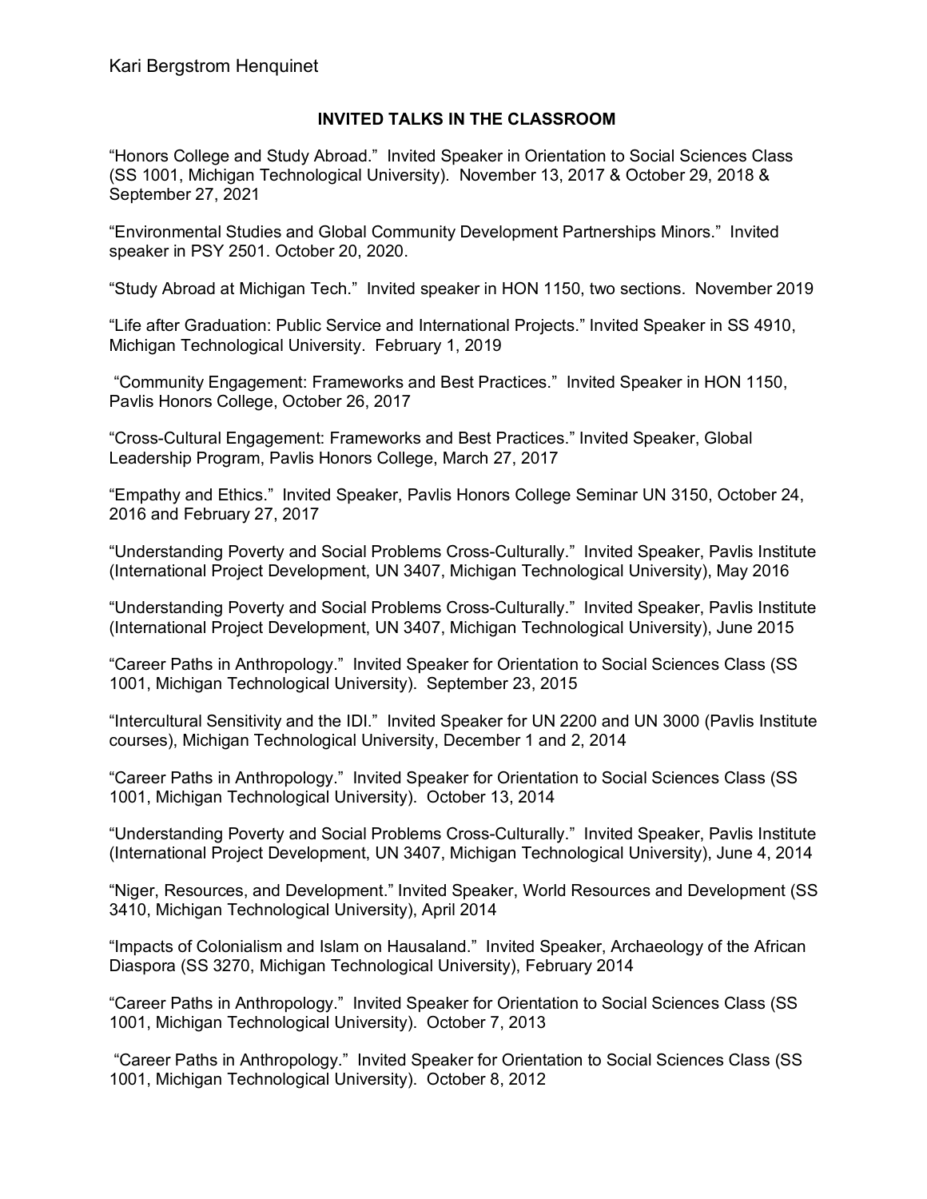## INVITED TALKS IN THE CLASSROOM

"Honors College and Study Abroad." Invited Speaker in Orientation to Social Sciences Class (SS 1001, Michigan Technological University). November 13, 2017 & October 29, 2018 & September 27, 2021

"Environmental Studies and Global Community Development Partnerships Minors." Invited speaker in PSY 2501. October 20, 2020.

"Study Abroad at Michigan Tech." Invited speaker in HON 1150, two sections. November 2019

"Life after Graduation: Public Service and International Projects." Invited Speaker in SS 4910, Michigan Technological University. February 1, 2019

"Community Engagement: Frameworks and Best Practices." Invited Speaker in HON 1150, Pavlis Honors College, October 26, 2017

"Cross-Cultural Engagement: Frameworks and Best Practices." Invited Speaker, Global Leadership Program, Pavlis Honors College, March 27, 2017

"Empathy and Ethics." Invited Speaker, Pavlis Honors College Seminar UN 3150, October 24, 2016 and February 27, 2017

"Understanding Poverty and Social Problems Cross-Culturally." Invited Speaker, Pavlis Institute (International Project Development, UN 3407, Michigan Technological University), May 2016

"Understanding Poverty and Social Problems Cross-Culturally." Invited Speaker, Pavlis Institute (International Project Development, UN 3407, Michigan Technological University), June 2015

"Career Paths in Anthropology." Invited Speaker for Orientation to Social Sciences Class (SS 1001, Michigan Technological University). September 23, 2015

"Intercultural Sensitivity and the IDI." Invited Speaker for UN 2200 and UN 3000 (Pavlis Institute courses), Michigan Technological University, December 1 and 2, 2014

"Career Paths in Anthropology." Invited Speaker for Orientation to Social Sciences Class (SS 1001, Michigan Technological University). October 13, 2014

"Understanding Poverty and Social Problems Cross-Culturally." Invited Speaker, Pavlis Institute (International Project Development, UN 3407, Michigan Technological University), June 4, 2014

"Niger, Resources, and Development." Invited Speaker, World Resources and Development (SS 3410, Michigan Technological University), April 2014

"Impacts of Colonialism and Islam on Hausaland." Invited Speaker, Archaeology of the African Diaspora (SS 3270, Michigan Technological University), February 2014

"Career Paths in Anthropology." Invited Speaker for Orientation to Social Sciences Class (SS 1001, Michigan Technological University). October 7, 2013

"Career Paths in Anthropology." Invited Speaker for Orientation to Social Sciences Class (SS 1001, Michigan Technological University). October 8, 2012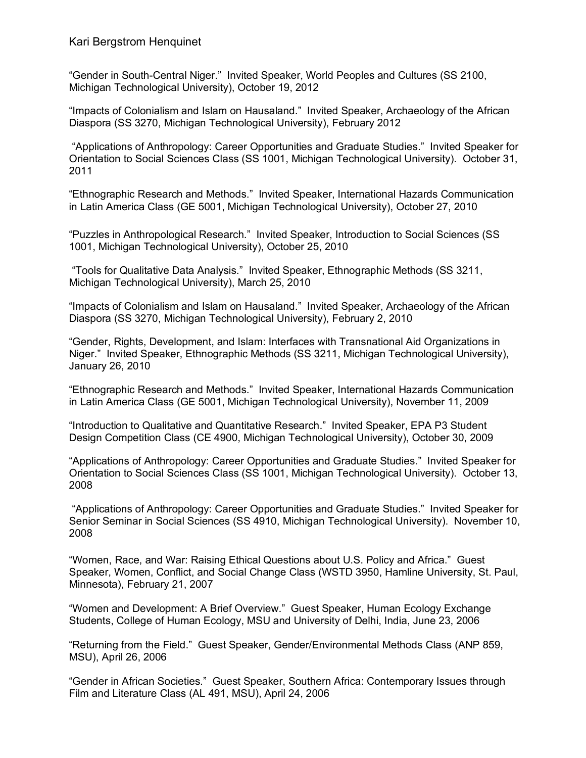“Gender in South-Central Niger.” Invited Speaker, World Peoples and Cultures (SS 2100, Michigan Technological University), October 19, 2012

“Impacts of Colonialism and Islam on Hausaland.” Invited Speaker, Archaeology of the African Diaspora (SS 3270, Michigan Technological University), February 2012

“Applications of Anthropology: Career Opportunities and Graduate Studies.” Invited Speaker for Orientation to Social Sciences Class (SS 1001, Michigan Technological University). October 31, 2011

“Ethnographic Research and Methods.” Invited Speaker, International Hazards Communication in Latin America Class (GE 5001, Michigan Technological University), October 27, 2010

“Puzzles in Anthropological Research.” Invited Speaker, Introduction to Social Sciences (SS 1001, Michigan Technological University), October 25, 2010

“Tools for Qualitative Data Analysis.” Invited Speaker, Ethnographic Methods (SS 3211, Michigan Technological University), March 25, 2010

“Impacts of Colonialism and Islam on Hausaland.” Invited Speaker, Archaeology of the African Diaspora (SS 3270, Michigan Technological University), February 2, 2010

“Gender, Rights, Development, and Islam: Interfaces with Transnational Aid Organizations in Niger.” Invited Speaker, Ethnographic Methods (SS 3211, Michigan Technological University), January 26, 2010

“Ethnographic Research and Methods.” Invited Speaker, International Hazards Communication in Latin America Class (GE 5001, Michigan Technological University), November 11, 2009

“Introduction to Qualitative and Quantitative Research.” Invited Speaker, EPA P3 Student Design Competition Class (CE 4900, Michigan Technological University), October 30, 2009

“Applications of Anthropology: Career Opportunities and Graduate Studies.” Invited Speaker for Orientation to Social Sciences Class (SS 1001, Michigan Technological University). October 13, 2008

“Applications of Anthropology: Career Opportunities and Graduate Studies.” Invited Speaker for Senior Seminar in Social Sciences (SS 4910, Michigan Technological University). November 10, 2008

“Women, Race, and War: Raising Ethical Questions about U.S. Policy and Africa.” Guest Speaker, Women, Conflict, and Social Change Class (WSTD 3950, Hamline University, St. Paul, Minnesota), February 21, 2007

“Women and Development: A Brief Overview.” Guest Speaker, Human Ecology Exchange Students, College of Human Ecology, MSU and University of Delhi, India, June 23, 2006

“Returning from the Field.” Guest Speaker, Gender/Environmental Methods Class (ANP 859, MSU), April 26, 2006

“Gender in African Societies.” Guest Speaker, Southern Africa: Contemporary Issues through Film and Literature Class (AL 491, MSU), April 24, 2006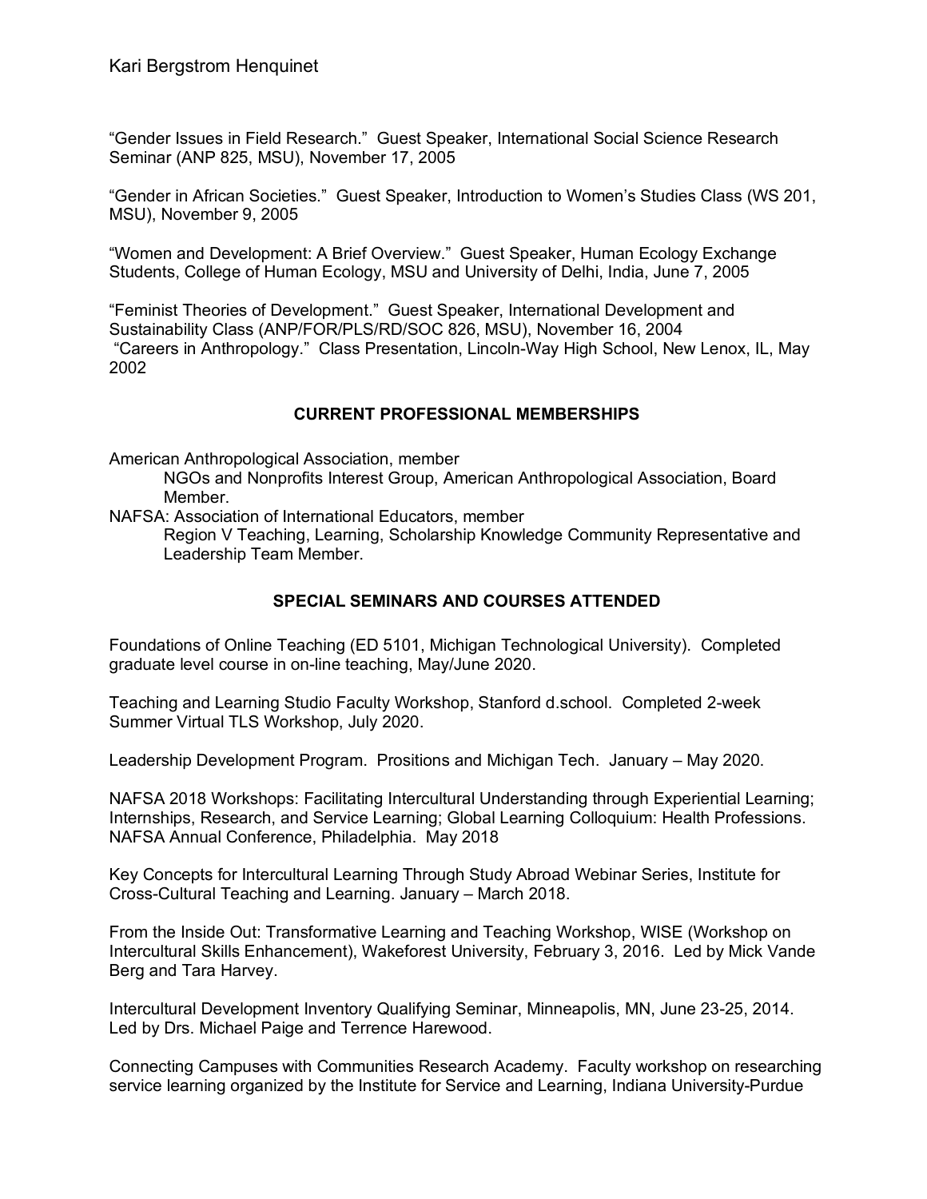"Gender Issues in Field Research." Guest Speaker, International Social Science Research Seminar (ANP 825, MSU), November 17, 2005

"Gender in African Societies." Guest Speaker, Introduction to Women's Studies Class (WS 201, MSU), November 9, 2005

"Women and Development: A Brief Overview." Guest Speaker, Human Ecology Exchange Students, College of Human Ecology, MSU and University of Delhi, India, June 7, 2005

"Feminist Theories of Development." Guest Speaker, International Development and Sustainability Class (ANP/FOR/PLS/RD/SOC 826, MSU), November 16, 2004

"Careers in Anthropology." Class Presentation, Lincoln-Way High School, New Lenox, IL, May 2002

## CURRENT PROFESSIONAL MEMBERSHIPS

American Anthropological Association, member
- NGOs and Nonprofits Interest Group, American Anthropological Association, Board Member.

NAFSA: Association of International Educators, member
- Region V Teaching, Learning, Scholarship Knowledge Community Representative and Leadership Team Member.

## SPECIAL SEMINARS AND COURSES ATTENDED

Foundations of Online Teaching (ED 5101, Michigan Technological University). Completed graduate level course in on-line teaching, May/June 2020.

Teaching and Learning Studio Faculty Workshop, Stanford d.school. Completed 2-week Summer Virtual TLS Workshop, July 2020.

Leadership Development Program. Prositions and Michigan Tech. January – May 2020.

NAFSA 2018 Workshops: Facilitating Intercultural Understanding through Experiential Learning; Internships, Research, and Service Learning; Global Learning Colloquium: Health Professions. NAFSA Annual Conference, Philadelphia. May 2018

Key Concepts for Intercultural Learning Through Study Abroad Webinar Series, Institute for Cross-Cultural Teaching and Learning. January – March 2018.

From the Inside Out: Transformative Learning and Teaching Workshop, WISE (Workshop on Intercultural Skills Enhancement), Wakeforest University, February 3, 2016. Led by Mick Vande Berg and Tara Harvey.

Intercultural Development Inventory Qualifying Seminar, Minneapolis, MN, June 23-25, 2014. Led by Drs. Michael Paige and Terrence Harewood.

Connecting Campuses with Communities Research Academy. Faculty workshop on researching service learning organized by the Institute for Service and Learning, Indiana University-Purdue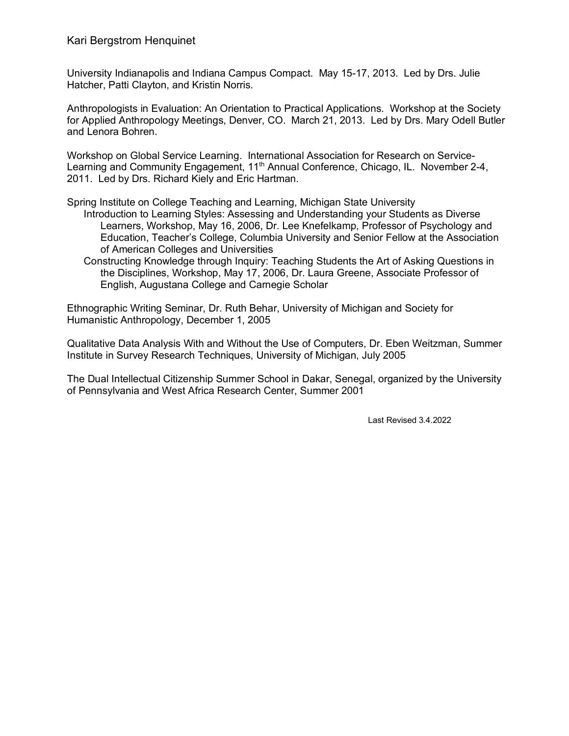University Indianapolis and Indiana Campus Compact. May 15-17, 2013. Led by Drs. Julie Hatcher, Patti Clayton, and Kristin Norris.

Anthropologists in Evaluation: An Orientation to Practical Applications. Workshop at the Society for Applied Anthropology Meetings, Denver, CO. March 21, 2013. Led by Drs. Mary Odell Butler and Lenora Bohren.

Workshop on Global Service Learning. International Association for Research on Service-Learning and Community Engagement, 11th Annual Conference, Chicago, IL. November 2-4, 2011. Led by Drs. Richard Kiely and Eric Hartman.

Spring Institute on College Teaching and Learning, Michigan State University

- Introduction to Learning Styles: Assessing and Understanding your Students as Diverse Learners, Workshop, May 16, 2006, Dr. Lee Knefelkamp, Professor of Psychology and Education, Teacher's College, Columbia University and Senior Fellow at the Association of American Colleges and Universities
- Constructing Knowledge through Inquiry: Teaching Students the Art of Asking Questions in the Disciplines, Workshop, May 17, 2006, Dr. Laura Greene, Associate Professor of English, Augustana College and Carnegie Scholar

Ethnographic Writing Seminar, Dr. Ruth Behar, University of Michigan and Society for Humanistic Anthropology, December 1, 2005

Qualitative Data Analysis With and Without the Use of Computers, Dr. Eben Weitzman, Summer Institute in Survey Research Techniques, University of Michigan, July 2005

The Dual Intellectual Citizenship Summer School in Dakar, Senegal, organized by the University of Pennsylvania and West Africa Research Center, Summer 2001

Last Revised 3.4.2022